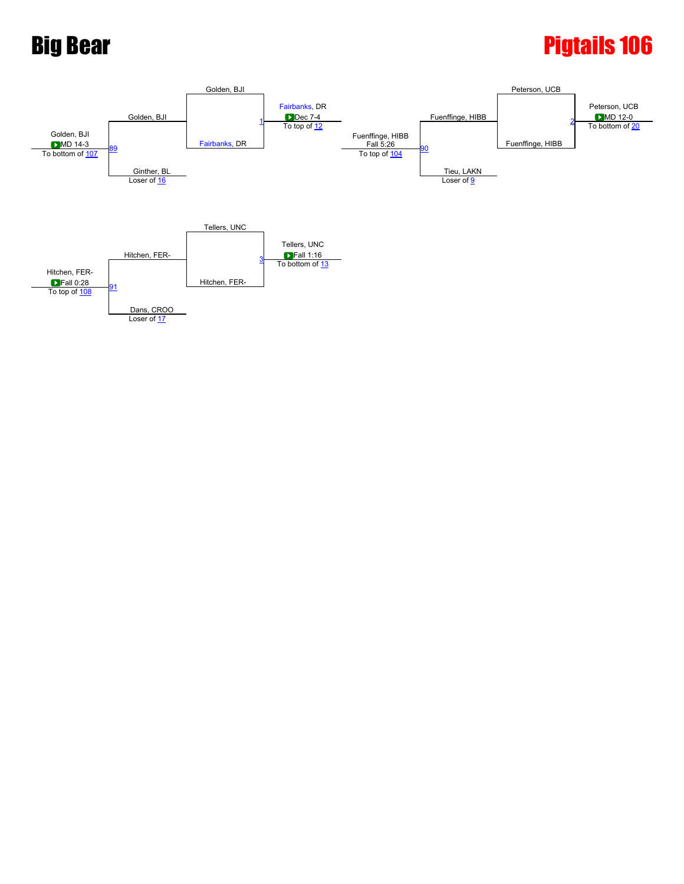# Big Bear

# Pigtails 106

**Match 89**
- Golden, BJI
- Ginther, BL (Loser of 16)
- Winner: Golden, BJI — MD 14-3 — To bottom of 107

**Match 1**
- Golden, BJI
- Fairbanks, DR
- Winner: Fairbanks, DR — Dec 7-4 — To top of 12

**Match 90**
- Fuenffinge, HIBB
- Tieu, LAKN (Loser of 9)
- Winner: Fuenffinge, HIBB — Fall 5:26 — To top of 104

**Match 2**
- Peterson, UCB
- Fuenffinge, HIBB
- Winner: Peterson, UCB — MD 12-0 — To bottom of 20

**Match 91**
- Hitchen, FER-
- Dans, CROO (Loser of 17)
- Winner: Hitchen, FER- — Fall 0:28 — To top of 108

**Match 3**
- Tellers, UNC
- Hitchen, FER-
- Winner: Tellers, UNC — Fall 1:16 — To bottom of 13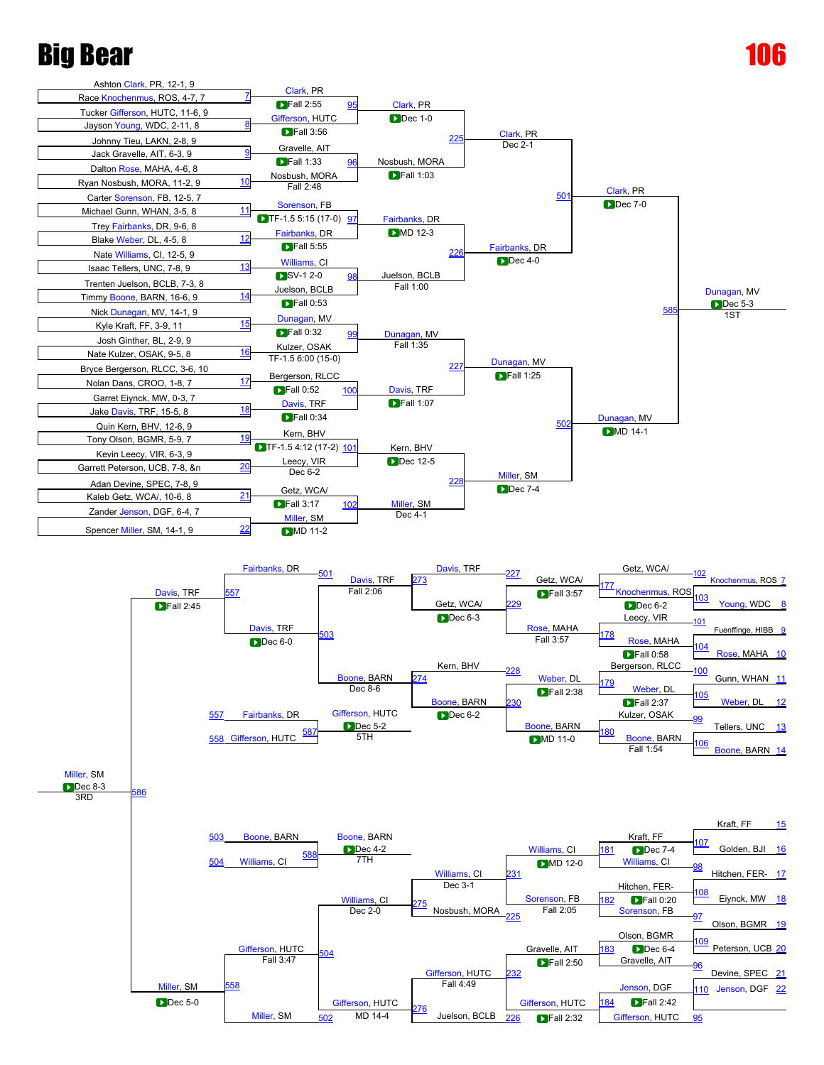# Big Bear

# 106

## Championship Bracket

### First Round

| Bout | Wrestler 1 | Wrestler 2 | Winner | Result |
|---|---|---|---|---|
| 7 | Ashton Clark, PR, 12-1, 9 | Race Knochenmus, ROS, 4-7, 7 | Clark, PR | Fall 2:55 |
| 8 | Tucker Gifferson, HUTC, 11-6, 9 | Jayson Young, WDC, 2-11, 8 | Gifferson, HUTC | Fall 3:56 |
| 9 | Johnny Tieu, LAKN, 2-8, 9 | Jack Gravelle, AIT, 6-3, 9 | Gravelle, AIT | Fall 1:33 |
| 10 | Dalton Rose, MAHA, 4-6, 8 | Ryan Nosbush, MORA, 11-2, 9 | Nosbush, MORA | Fall 2:48 |
| 11 | Carter Sorenson, FB, 12-5, 7 | Michael Gunn, WHAN, 3-5, 8 | Sorenson, FB | TF-1.5 5:15 (17-0) |
| 12 | Trey Fairbanks, DR, 9-6, 8 | Blake Weber, DL, 4-5, 8 | Fairbanks, DR | Fall 5:55 |
| 13 | Nate Williams, CI, 12-5, 9 | Isaac Tellers, UNC, 7-8, 9 | Williams, CI | SV-1 2-0 |
| 14 | Trenten Juelson, BCLB, 7-3, 8 | Timmy Boone, BARN, 16-6, 9 | Juelson, BCLB | Fall 0:53 |
| 15 | Nick Dunagan, MV, 14-1, 9 | Kyle Kraft, FF, 3-9, 11 | Dunagan, MV | Fall 0:32 |
| 16 | Josh Ginther, BL, 2-9, 9 | Nate Kulzer, OSAK, 9-5, 8 | Kulzer, OSAK | TF-1.5 6:00 (15-0) |
| 17 | Bryce Bergerson, RLCC, 3-6, 10 | Nolan Dans, CROO, 1-8, 7 | Bergerson, RLCC | Fall 0:52 |
| 18 | Garret Eiynck, MW, 0-3, 7 | Jake Davis, TRF, 15-5, 8 | Davis, TRF | Fall 0:34 |
| 19 | Quin Kern, BHV, 12-6, 9 | Tony Olson, BGMR, 5-9, 7 | Kern, BHV | TF-1.5 4:12 (17-2) |
| 20 | Kevin Leecy, VIR, 6-3, 9 | Garrett Peterson, UCB, 7-8, &n | Leecy, VIR | Dec 6-2 |
| 21 | Adan Devine, SPEC, 7-8, 9 | Kaleb Getz, WCA/, 10-6, 8 | Getz, WCA/ | Fall 3:17 |
| 22 | Zander Jenson, DGF, 6-4, 7 | Spencer Miller, SM, 14-1, 9 | Miller, SM | MD 11-2 |

### Second Round

| Bout | Winner | Result |
|---|---|---|
| 95 | Clark, PR | Dec 1-0 |
| 96 | Nosbush, MORA | Fall 1:03 |
| 97 | Fairbanks, DR | MD 12-3 |
| 98 | Juelson, BCLB | Fall 1:00 |
| 99 | Dunagan, MV | Fall 1:35 |
| 100 | Davis, TRF | Fall 1:07 |
| 101 | Kern, BHV | Dec 12-5 |
| 102 | Miller, SM | Dec 4-1 |

### Quarterfinals

| Bout | Winner | Result |
|---|---|---|
| 225 | Clark, PR | Dec 2-1 |
| 226 | Fairbanks, DR | Dec 4-0 |
| 227 | Dunagan, MV | Fall 1:25 |
| 228 | Miller, SM | Dec 7-4 |

### Semifinals

| Bout | Winner | Result |
|---|---|---|
| 501 | Clark, PR | Dec 7-0 |
| 502 | Dunagan, MV | MD 14-1 |

### Final

| Bout | Winner | Result | Place |
|---|---|---|---|
| 585 | Dunagan, MV | Dec 5-3 | 1ST |

## Consolation Bracket

### Consolation Round 1

| Bout | Wrestler 1 | Wrestler 2 | Winner | Result |
|---|---|---|---|---|
| 102 / 103 | Knochenmus, ROS (7) | Young, WDC (8) | Knochenmus, ROS | Fall 3:57 (177)* |
| 101 / 104 | Fuenffinge, HIBB (9) | Rose, MAHA (10) | Rose, MAHA | Fall 0:58 |
| 100 / 105 | Gunn, WHAN (11) | Weber, DL (12) | Weber, DL | Fall 2:37 |
| 99 / 106 | Tellers, UNC (13) | Boone, BARN (14) | Boone, BARN | Fall 1:54 |
| 107 | Kraft, FF (15) | Golden, BJI (16) | Kraft, FF | Dec 7-4 |
| 98 / 108 | Hitchen, FER- (17) | Eiynck, MW (18) | Hitchen, FER- | Fall 0:20 |
| 109 | Olson, BGMR (19) | Peterson, UCB (20) | Olson, BGMR | Dec 6-4 |
| 110 | Devine, SPEC (21) | Jenson, DGF (22) | Jenson, DGF | Fall 2:42 |

### Consolation Round 2

| Bout | Wrestler 1 | Wrestler 2 | Winner | Result |
|---|---|---|---|---|
| 177 | Getz, WCA/ | Knochenmus, ROS | Getz, WCA/ | Fall 3:57 |
| 178 | Leecy, VIR | Rose, MAHA | Rose, MAHA | Fall 3:57 |
| 179 | Bergerson, RLCC | Weber, DL | Weber, DL | Fall 2:38 |
| 180 | Kulzer, OSAK | Boone, BARN | Boone, BARN | MD 11-0 |
| 181 | Kraft, FF | Williams, CI | Williams, CI | MD 12-0 |
| 182 | Hitchen, FER- | Sorenson, FB | Sorenson, FB | Fall 2:05 |
| 183 | Olson, BGMR | Gravelle, AIT | Gravelle, AIT | Fall 2:50 |
| 184 | Jenson, DGF | Gifferson, HUTC | Gifferson, HUTC | Fall 2:32 |

### Consolation Round 3

| Bout | Wrestler 1 | Wrestler 2 | Winner | Result |
|---|---|---|---|---|
| 229 | Davis, TRF (227) | Getz, WCA/ | Davis, TRF | Dec 6-3 |
| 230 | Kern, BHV (228) | Weber, DL | Boone, BARN | Dec 6-2 |
| 231 | Williams, CI | Nosbush, MORA (225) | Williams, CI | Dec 3-1 |
| 232 | Gifferson, HUTC | Juelson, BCLB (226) | Gifferson, HUTC | Fall 4:49 |

### Consolation Round 4

| Bout | Winner | Result |
|---|---|---|
| 273 | Davis, TRF | Fall 2:06 |
| 274 | Boone, BARN | Dec 8-6 |
| 275 | Williams, CI | Dec 2-0 |
| 276 | Gifferson, HUTC | MD 14-4 |

### Consolation Semifinals

| Bout | Wrestler 1 | Wrestler 2 | Winner | Result |
|---|---|---|---|---|
| 503 | Fairbanks, DR (501) | Davis, TRF | Davis, TRF | Dec 6-0 |
| 504 | Gifferson, HUTC | Miller, SM (502) | Miller, SM | Fall 3:47 (Gifferson, HUTC) / Dec 5-0 |

### Placement Matches

| Bout | Wrestler 1 | Wrestler 2 | Winner | Result | Place |
|---|---|---|---|---|---|
| 586 | Davis, TRF (557) | Miller, SM (558) | Miller, SM | Dec 8-3 | 3RD |
| 587 | Fairbanks, DR (557) | Gifferson, HUTC (558) | Gifferson, HUTC | Dec 5-2 | 5TH |
| 588 | Boone, BARN (503) | Williams, CI (504) | Boone, BARN | Dec 4-2 | 7TH |

Additional results shown: Davis, TRF Fall 2:45 (557); Williams, CI over Gifferson, HUTC Fall 3:47 (504); Miller, SM Dec 5-0 (558).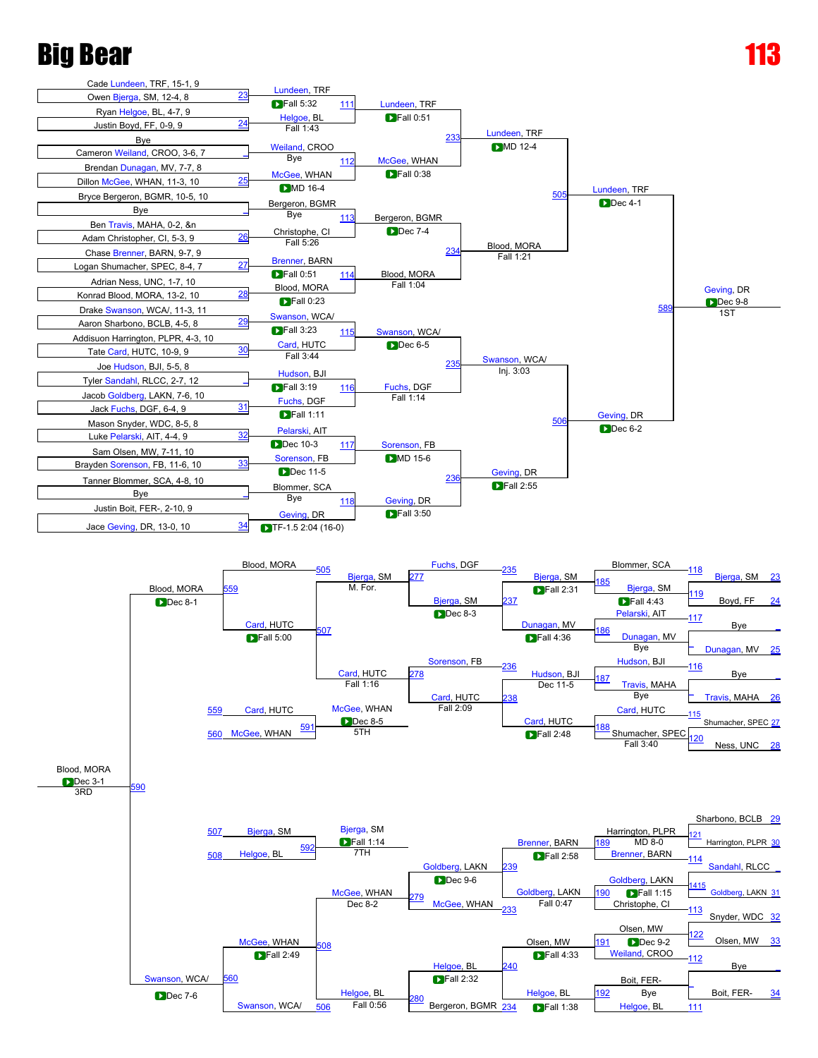# Big Bear

# 113

## Championship Bracket

**First Round (Bouts 23–34)**

| Bout | Wrestler 1 | Wrestler 2 | Winner | Result |
|---|---|---|---|---|
| 23 | Cade Lundeen, TRF, 15-1, 9 | Owen Bjerga, SM, 12-4, 8 | Lundeen, TRF | Fall 5:32 |
| 24 | Ryan Helgoe, BL, 4-7, 9 | Justin Boyd, FF, 0-9, 9 | Helgoe, BL | Fall 1:43 |
| _ | Bye | Cameron Weiland, CROO, 3-6, 7 | Weiland, CROO | Bye |
| 25 | Brendan Dunagan, MV, 7-7, 8 | Dillon McGee, WHAN, 11-3, 10 | McGee, WHAN | MD 16-4 |
| _ | Bryce Bergeron, BGMR, 10-5, 10 | Bye | Bergeron, BGMR | Bye |
| 26 | Ben Travis, MAHA, 0-2, &n | Adam Christopher, CI, 5-3, 9 | Christophe, CI | Fall 5:26 |
| 27 | Chase Brenner, BARN, 9-7, 9 | Logan Shumacher, SPEC, 8-4, 7 | Brenner, BARN | Fall 0:51 |
| 28 | Adrian Ness, UNC, 1-7, 10 | Konrad Blood, MORA, 13-2, 10 | Blood, MORA | Fall 0:23 |
| 29 | Drake Swanson, WCA/, 11-3, 11 | Aaron Sharbono, BCLB, 4-5, 8 | Swanson, WCA/ | Fall 3:23 |
| 30 | Addisuon Harrington, PLPR, 4-3, 10 | Tate Card, HUTC, 10-9, 9 | Card, HUTC | Fall 3:44 |
| _ | Joe Hudson, BJI, 5-5, 8 | Tyler Sandahl, RLCC, 2-7, 12 | Hudson, BJI | Fall 3:19 |
| 31 | Jacob Goldberg, LAKN, 7-6, 10 | Jack Fuchs, DGF, 6-4, 9 | Fuchs, DGF | Fall 1:11 |
| 32 | Mason Snyder, WDC, 8-5, 8 | Luke Pelarski, AIT, 4-4, 9 | Pelarski, AIT | Dec 10-3 |
| 33 | Sam Olsen, MW, 7-11, 10 | Brayden Sorenson, FB, 11-6, 10 | Sorenson, FB | Dec 11-5 |
| _ | Tanner Blommer, SCA, 4-8, 10 | Bye | Blommer, SCA | Bye |
| 34 | Justin Boit, FER-, 2-10, 9 | Jace Geving, DR, 13-0, 10 | Geving, DR | TF-1.5 2:04 (16-0) |

**Second Round (Bouts 111–118)**

| Bout | Wrestler 1 | Wrestler 2 | Winner | Result |
|---|---|---|---|---|
| 111 | Lundeen, TRF | Helgoe, BL | Lundeen, TRF | Fall 0:51 |
| 112 | Weiland, CROO | McGee, WHAN | McGee, WHAN | Fall 0:38 |
| 113 | Bergeron, BGMR | Christophe, CI | Bergeron, BGMR | Dec 7-4 |
| 114 | Brenner, BARN | Blood, MORA | Blood, MORA | Fall 1:04 |
| 115 | Swanson, WCA/ | Card, HUTC | Swanson, WCA/ | Dec 6-5 |
| 116 | Hudson, BJI | Fuchs, DGF | Fuchs, DGF | Fall 1:14 |
| 117 | Pelarski, AIT | Sorenson, FB | Sorenson, FB | MD 15-6 |
| 118 | Blommer, SCA | Geving, DR | Geving, DR | Fall 3:50 |

**Quarterfinals (Bouts 233–236)**

| Bout | Wrestler 1 | Wrestler 2 | Winner | Result |
|---|---|---|---|---|
| 233 | Lundeen, TRF | McGee, WHAN | Lundeen, TRF | MD 12-4 |
| 234 | Bergeron, BGMR | Blood, MORA | Blood, MORA | Fall 1:21 |
| 235 | Swanson, WCA/ | Fuchs, DGF | Swanson, WCA/ | Inj. 3:03 |
| 236 | Sorenson, FB | Geving, DR | Geving, DR | Fall 2:55 |

**Semifinals (Bouts 505–506)**

| Bout | Wrestler 1 | Wrestler 2 | Winner | Result |
|---|---|---|---|---|
| 505 | Lundeen, TRF | Blood, MORA | Lundeen, TRF | Dec 4-1 |
| 506 | Swanson, WCA/ | Geving, DR | Geving, DR | Dec 6-2 |

**Final (Bout 589)**

| Bout | Wrestler 1 | Wrestler 2 | Winner | Result |
|---|---|---|---|---|
| 589 | Lundeen, TRF | Geving, DR | Geving, DR (1ST) | Dec 9-8 |

## Consolation Bracket

**Consolation Round 1 (Bouts 185–192)**

| Bout | Wrestler 1 | Wrestler 2 | Winner | Result |
|---|---|---|---|---|
| 185 | Blommer, SCA | Bjerga, SM | Bjerga, SM | Fall 4:43 |
| 186 | Pelarski, AIT | Dunagan, MV | Dunagan, MV | Bye |
| 187 | Hudson, BJI | Travis, MAHA | Travis, MAHA | Bye |
| 188 | Card, HUTC | Shumacher, SPEC | Card, HUTC | Fall 3:40 |
| 189 | Harrington, PLPR | Brenner, BARN | Harrington, PLPR | MD 8-0 |
| 190 | Goldberg, LAKN | Christophe, CI | Goldberg, LAKN | Fall 1:15 |
| 191 | Olsen, MW | Weiland, CROO | Olsen, MW | Dec 9-2 |
| 192 | Boit, FER- | Helgoe, BL | Boit, FER- | Bye |

Pre-consolation: 119 Bjerga, SM over Boyd, FF; 117 Bye / Dunagan, MV (25); 116 Bye / Travis, MAHA (26); 115 Shumacher, SPEC (27) / 120 Ness, UNC (28); 121 Sharbono, BCLB (29) / Harrington, PLPR (30); 114 Sandahl, RLCC / 1415 Goldberg, LAKN (31); 113 Snyder, WDC (32) / 122 Olsen, MW (33); 112 Bye / 111 Boit, FER- (34).

**Consolation Round 2 (Bouts 237–240)**

| Bout | Wrestler 1 | Wrestler 2 | Winner | Result |
|---|---|---|---|---|
| 237 | Bjerga, SM | Dunagan, MV | Bjerga, SM | Fall 2:31 |
| 238 | Hudson, BJI | Card, HUTC | Card, HUTC | Fall 2:48 |
| 239 | Brenner, BARN | Goldberg, LAKN | Brenner, BARN | Fall 2:58 |
| 240 | Olsen, MW | Helgoe, BL | Helgoe, BL | Fall 4:33 |

Note: 236 Hudson, BJI (Dec 11-5); 234 Helgoe, BL (Fall 1:38).

**Consolation Round 3 (Bouts 277–280)**

| Bout | Wrestler 1 | Wrestler 2 | Winner | Result |
|---|---|---|---|---|
| 277 | Fuchs, DGF | Bjerga, SM | Bjerga, SM | Dec 8-3 |
| 278 | Sorenson, FB | Card, HUTC | Card, HUTC | Fall 2:09 |
| 279 | Goldberg, LAKN | McGee, WHAN | McGee, WHAN | Fall 0:47 |
| 280 | Helgoe, BL | Bergeron, BGMR | Helgoe, BL | Fall 2:32 |

**Consolation Quarterfinals (Bouts 507–508)**

| Bout | Wrestler 1 | Wrestler 2 | Winner | Result |
|---|---|---|---|---|
| 507 | Bjerga, SM | Card, HUTC | Card, HUTC | Fall 1:16 |
| 508 | McGee, WHAN | Helgoe, BL | McGee, WHAN | Fall 0:56 |

(Bjerga, SM – M. For.; McGee, WHAN – Dec 8-2)

**Consolation Semifinals (Bouts 559–560)**

| Bout | Wrestler 1 | Wrestler 2 | Winner | Result |
|---|---|---|---|---|
| 559 | Blood, MORA | Card, HUTC | Blood, MORA | Dec 8-1 |
| 560 | McGee, WHAN | Swanson, WCA/ | Swanson, WCA/ | Dec 7-6 |

Note: 559 Card, HUTC – Fall 5:00; 560 McGee, WHAN – Fall 2:49.

**Placement Matches**

| Bout | Place | Wrestler 1 | Wrestler 2 | Winner | Result |
|---|---|---|---|---|---|
| 590 | 3RD | Blood, MORA | Swanson, WCA/ | Blood, MORA | Dec 3-1 |
| 591 | 5TH | Card, HUTC | McGee, WHAN | McGee, WHAN | Dec 8-5 |
| 592 | 7TH | Bjerga, SM | Helgoe, BL | Bjerga, SM | Fall 1:14 |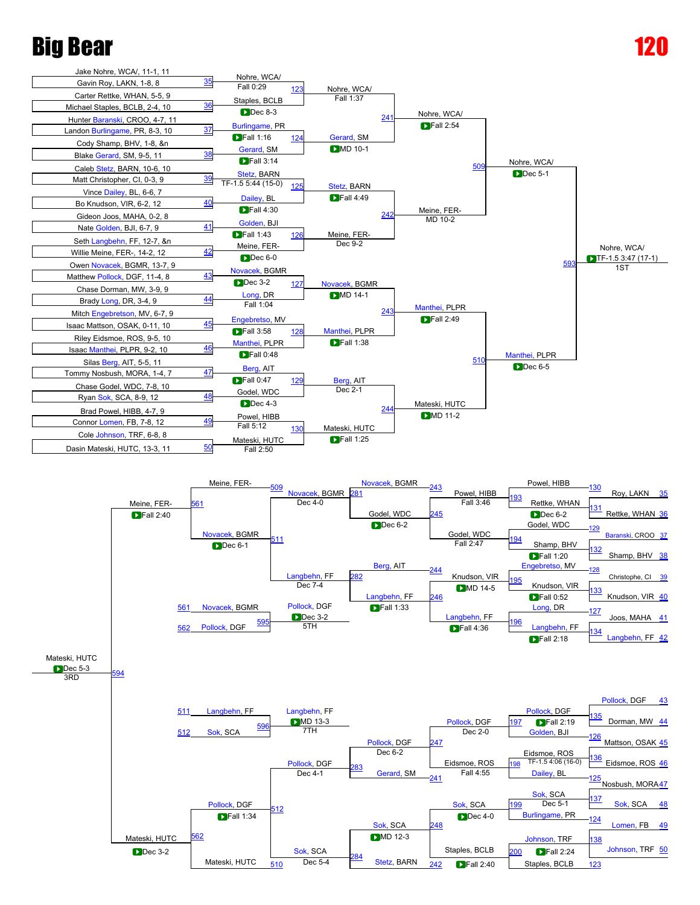# Big Bear

# 120

## Championship Bracket

### First Round

| Bout | Wrestler 1 | Wrestler 2 | Winner | Result |
|---|---|---|---|---|
| 35 | Jake Nohre, WCA/, 11-1, 11 | Gavin Roy, LAKN, 1-8, 8 | Nohre, WCA/ | Fall 0:29 |
| 36 | Carter Rettke, WHAN, 5-5, 9 | Michael Staples, BCLB, 2-4, 10 | Staples, BCLB | Dec 8-3 |
| 37 | Hunter Baranski, CROO, 4-7, 11 | Landon Burlingame, PR, 8-3, 10 | Burlingame, PR | Fall 1:16 |
| 38 | Cody Shamp, BHV, 1-8, &n | Blake Gerard, SM, 9-5, 11 | Gerard, SM | Fall 3:14 |
| 39 | Caleb Stetz, BARN, 10-6, 10 | Matt Christopher, CI, 0-3, 9 | Stetz, BARN | TF-1.5 5:44 (15-0) |
| 40 | Vince Dailey, BL, 6-6, 7 | Bo Knudson, VIR, 6-2, 12 | Dailey, BL | Fall 4:30 |
| 41 | Gideon Joos, MAHA, 0-2, 8 | Nate Golden, BJI, 6-7, 9 | Golden, BJI | Fall 1:43 |
| 42 | Seth Langbehn, FF, 12-7, &n | Willie Meine, FER-, 14-2, 12 | Meine, FER- | Dec 6-0 |
| 43 | Owen Novacek, BGMR, 13-7, 9 | Matthew Pollock, DGF, 11-4, 8 | Novacek, BGMR | Dec 3-2 |
| 44 | Chase Dorman, MW, 3-9, 9 | Brady Long, DR, 3-4, 9 | Long, DR | Fall 1:04 |
| 45 | Mitch Engebretson, MV, 6-7, 9 | Isaac Mattson, OSAK, 0-11, 10 | Engebretso, MV | Fall 3:58 |
| 46 | Riley Eidsmoe, ROS, 9-5, 10 | Isaac Manthei, PLPR, 9-2, 10 | Manthei, PLPR | Fall 0:48 |
| 47 | Silas Berg, AIT, 5-5, 11 | Tommy Nosbush, MORA, 1-4, 7 | Berg, AIT | Fall 0:47 |
| 48 | Chase Godel, WDC, 7-8, 10 | Ryan Sok, SCA, 8-9, 12 | Godel, WDC | Dec 4-3 |
| 49 | Brad Powel, HIBB, 4-7, 9 | Connor Lomen, FB, 7-8, 12 | Powel, HIBB | Fall 5:12 |
| 50 | Cole Johnson, TRF, 6-8, 8 | Dasin Mateski, HUTC, 13-3, 11 | Mateski, HUTC | Fall 2:50 |

### Second Round

| Bout | Winner | Result |
|---|---|---|
| 123 | Nohre, WCA/ | Fall 1:37 |
| 124 | Gerard, SM | MD 10-1 |
| 125 | Stetz, BARN | Fall 4:49 |
| 126 | Meine, FER- | Dec 9-2 |
| 127 | Novacek, BGMR | MD 14-1 |
| 128 | Manthei, PLPR | Fall 1:38 |
| 129 | Berg, AIT | Dec 2-1 |
| 130 | Mateski, HUTC | Fall 1:25 |

### Quarterfinals

| Bout | Winner | Result |
|---|---|---|
| 241 | Nohre, WCA/ | Fall 2:54 |
| 242 | Meine, FER- | MD 10-2 |
| 243 | Manthei, PLPR | Fall 2:49 |
| 244 | Mateski, HUTC | MD 11-2 |

### Semifinals

| Bout | Winner | Result |
|---|---|---|
| 509 | Nohre, WCA/ | Dec 5-1 |
| 510 | Manthei, PLPR | Dec 6-5 |

### Final

| Bout | Winner | Result | Place |
|---|---|---|---|
| 593 | Nohre, WCA/ | TF-1.5 3:47 (17-1) | 1ST |

## Consolation Bracket

### Upper Consolation

| Bout | Wrestler 1 | Wrestler 2 | Winner | Result |
|---|---|---|---|---|
| 130 | Roy, LAKN (35) | Rettke, WHAN (36) | Powel, HIBB | |
| 131 | | | Rettke, WHAN | |
| 193 | Powel, HIBB | Rettke, WHAN | Rettke, WHAN | Dec 6-2 |
| 129 | Baranski, CROO (37) | Shamp, BHV (38) | Godel, WDC | |
| 132 | | | Shamp, BHV | |
| 194 | Godel, WDC | Shamp, BHV | Godel, WDC | Fall 1:20 |
| 243 | Novacek, BGMR | Powel, HIBB (193) | Powel, HIBB | Fall 3:46 |
| 245 | | Godel, WDC (194) | Godel, WDC | Fall 2:47 |
| 281 | Novacek, BGMR | Godel, WDC | Novacek, BGMR | Dec 4-0 |
| 128 | Christophe, CI (39) | Knudson, VIR (40) | Engebretso, MV | |
| 133 | | | Knudson, VIR | |
| 195 | Engebretso, MV | Knudson, VIR | Knudson, VIR | Fall 0:52 |
| 127 | Joos, MAHA (41) | Langbehn, FF (42) | Long, DR | |
| 134 | | | Langbehn, FF | |
| 196 | Long, DR | Langbehn, FF | Langbehn, FF | Fall 2:18 |
| 244 | Berg, AIT | Knudson, VIR (195) | Knudson, VIR | MD 14-5 |
| 246 | | Langbehn, FF (196) | Langbehn, FF | Fall 4:36 |
| 282 | Berg, AIT | Langbehn, FF | Langbehn, FF | Fall 1:33 |
| 509 | Meine, FER- | | | |
| 511 | Novacek, BGMR (281) | Langbehn, FF (282) | Novacek, BGMR | Dec 7-4 |
| 561 | Meine, FER- | Novacek, BGMR | Meine, FER- | Dec 6-1 |

### Lower Consolation

| Bout | Wrestler 1 | Wrestler 2 | Winner | Result |
|---|---|---|---|---|
| 135 | Pollock, DGF (43) | Dorman, MW (44) | Pollock, DGF | |
| 126 | | | Golden, BJI | |
| 197 | Pollock, DGF | Golden, BJI | Pollock, DGF | Fall 2:19 |
| 136 | Mattson, OSAK (45) | Eidsmoe, ROS (46) | Eidsmoe, ROS | |
| 125 | | | Dailey, BL | |
| 198 | Eidsmoe, ROS | Dailey, BL | Eidsmoe, ROS | TF-1.5 4:06 (16-0) |
| 247 | Pollock, DGF (197) | Eidsmoe, ROS (198) | Pollock, DGF | Dec 2-0 |
| 241 | Gerard, SM | | | Fall 4:55 |
| 283 | Pollock, DGF | Gerard, SM | Pollock, DGF | Dec 6-2 |
| 137 | Nosbush, MORA (47) | Sok, SCA (48) | Sok, SCA | |
| 124 | | | Burlingame, PR | |
| 199 | Sok, SCA | Burlingame, PR | Sok, SCA | Dec 5-1 |
| 138 | Lomen, FB (49) | Johnson, TRF (50) | Johnson, TRF | |
| 123 | | | Staples, BCLB | |
| 200 | Johnson, TRF | Staples, BCLB | Staples, BCLB | Fall 2:24 |
| 248 | Sok, SCA (199) | Staples, BCLB (200) | Sok, SCA | Dec 4-0 |
| 242 | Stetz, BARN | | | Fall 2:40 |
| 284 | Sok, SCA | Stetz, BARN | Sok, SCA | MD 12-3 |
| 512 | Pollock, DGF (283) | Sok, SCA (284) | Pollock, DGF | Dec 4-1 |
| 510 | Mateski, HUTC | | | Dec 5-4 |
| 562 | Pollock, DGF | Mateski, HUTC | Mateski, HUTC | Fall 1:34 |

### Placement Matches

| Bout | Wrestler 1 | Wrestler 2 | Winner | Result | Place |
|---|---|---|---|---|---|
| 594 | Meine, FER- (561) | Mateski, HUTC (562) | Mateski, HUTC | Dec 5-3 | 3RD |
| 595 | Novacek, BGMR (561) | Pollock, DGF (562) | Pollock, DGF | Dec 3-2 | 5TH |
| 596 | Langbehn, FF (511) | Sok, SCA (512) | Langbehn, FF | MD 13-3 | 7TH |

Other results shown: Meine, FER- Fall 2:40; Mateski, HUTC Dec 3-2.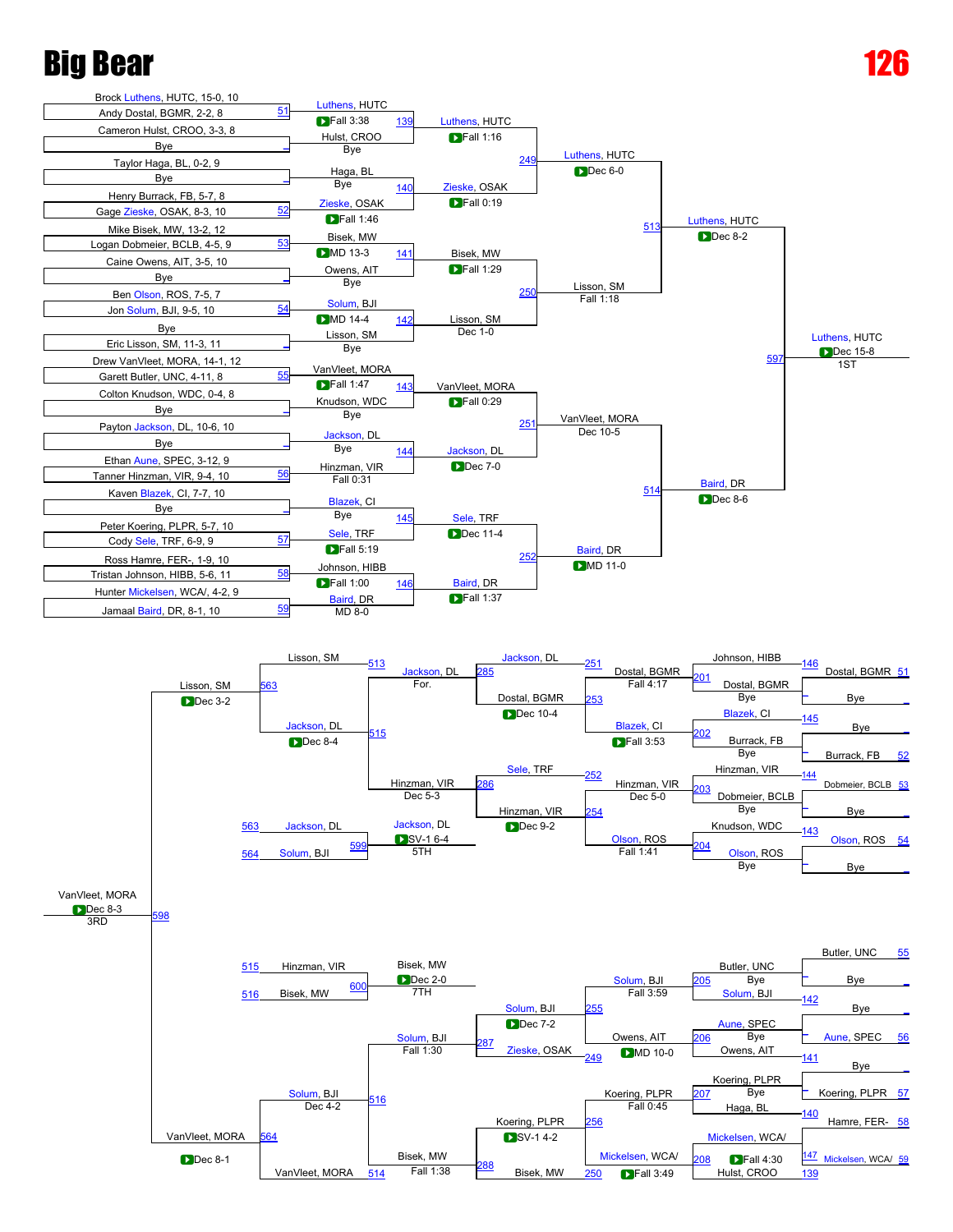# Big Bear

# 126

## Championship Bracket

**First Round / Preliminary**

| Bout | Wrestler 1 | Wrestler 2 | Winner | Result |
|---|---|---|---|---|
| 51 | Brock Luthens, HUTC, 15-0, 10 | Andy Dostal, BGMR, 2-2, 8 | Luthens, HUTC | Fall 3:38 |
| – | Cameron Hulst, CROO, 3-3, 8 | Bye | Hulst, CROO | Bye |
| – | Taylor Haga, BL, 0-2, 9 | Bye | Haga, BL | Bye |
| 52 | Henry Burrack, FB, 5-7, 8 | Gage Zieske, OSAK, 8-3, 10 | Zieske, OSAK | Fall 1:46 |
| 53 | Mike Bisek, MW, 13-2, 12 | Logan Dobmeier, BCLB, 4-5, 9 | Bisek, MW | MD 13-3 |
| – | Caine Owens, AIT, 3-5, 10 | Bye | Owens, AIT | Bye |
| 54 | Ben Olson, ROS, 7-5, 7 | Jon Solum, BJI, 9-5, 10 | Solum, BJI | MD 14-4 |
| – | Bye | Eric Lisson, SM, 11-3, 11 | Lisson, SM | Bye |
| 55 | Drew VanVleet, MORA, 14-1, 12 | Garett Butler, UNC, 4-11, 8 | VanVleet, MORA | Fall 1:47 |
| – | Colton Knudson, WDC, 0-4, 8 | Bye | Knudson, WDC | Bye |
| – | Payton Jackson, DL, 10-6, 10 | Bye | Jackson, DL | Bye |
| 56 | Ethan Aune, SPEC, 3-12, 9 | Tanner Hinzman, VIR, 9-4, 10 | Hinzman, VIR | Fall 0:31 |
| – | Kaven Blazek, CI, 7-7, 10 | Bye | Blazek, CI | Bye |
| 57 | Peter Koering, PLPR, 5-7, 10 | Cody Sele, TRF, 6-9, 9 | Sele, TRF | Fall 5:19 |
| 58 | Ross Hamre, FER-, 1-9, 10 | Tristan Johnson, HIBB, 5-6, 11 | Johnson, HIBB | Fall 1:00 |
| 59 | Hunter Mickelsen, WCA/, 4-2, 9 | Jamaal Baird, DR, 8-1, 10 | Baird, DR | MD 8-0 |

**Second Round**

| Bout | Wrestler 1 | Wrestler 2 | Winner | Result |
|---|---|---|---|---|
| 139 | Luthens, HUTC | Hulst, CROO | Luthens, HUTC | Fall 1:16 |
| 140 | Haga, BL | Zieske, OSAK | Zieske, OSAK | Fall 0:19 |
| 141 | Bisek, MW | Owens, AIT | Bisek, MW | Fall 1:29 |
| 142 | Solum, BJI | Lisson, SM | Lisson, SM | Dec 1-0 |
| 143 | VanVleet, MORA | Knudson, WDC | VanVleet, MORA | Fall 0:29 |
| 144 | Jackson, DL | Hinzman, VIR | Jackson, DL | Dec 7-0 |
| 145 | Blazek, CI | Sele, TRF | Sele, TRF | Dec 11-4 |
| 146 | Johnson, HIBB | Baird, DR | Baird, DR | Fall 1:37 |

**Quarterfinals**

| Bout | Wrestler 1 | Wrestler 2 | Winner | Result |
|---|---|---|---|---|
| 249 | Luthens, HUTC | Zieske, OSAK | Luthens, HUTC | Dec 6-0 |
| 250 | Bisek, MW | Lisson, SM | Lisson, SM | Fall 1:18 |
| 251 | VanVleet, MORA | Jackson, DL | VanVleet, MORA | Dec 10-5 |
| 252 | Sele, TRF | Baird, DR | Baird, DR | MD 11-0 |

**Semifinals**

| Bout | Wrestler 1 | Wrestler 2 | Winner | Result |
|---|---|---|---|---|
| 513 | Luthens, HUTC | Lisson, SM | Luthens, HUTC | Dec 8-2 |
| 514 | VanVleet, MORA | Baird, DR | Baird, DR | Dec 8-6 |

**Final (1st Place)**

| Bout | Wrestler 1 | Wrestler 2 | Winner | Result |
|---|---|---|---|---|
| 597 | Luthens, HUTC | Baird, DR | Luthens, HUTC | Dec 15-8 (1ST) |

## Consolation Bracket

| Bout | Wrestler 1 | Wrestler 2 | Winner | Result |
|---|---|---|---|---|
| 201 | Johnson, HIBB (L146) | Dostal, BGMR (L51) | Dostal, BGMR | Bye |
| 202 | Blazek, CI (L145) | Burrack, FB (L52) | Burrack, FB | Bye |
| 203 | Hinzman, VIR (L144) | Dobmeier, BCLB (L53) | Dobmeier, BCLB | Bye |
| 204 | Knudson, WDC (L143) | Olson, ROS (L54) | Olson, ROS | Bye |
| 205 | Butler, UNC (L55) | Solum, BJI (L142) | Solum, BJI | Bye |
| 206 | Aune, SPEC (L56) | Owens, AIT (L141) | Owens, AIT | Bye |
| 207 | Koering, PLPR (L57) | Haga, BL (L140) | Haga, BL | Bye |
| 208 | Mickelsen, WCA/ (L59) | Hulst, CROO (L139) | Mickelsen, WCA/ | Fall 4:30 |
| 251 | Jackson, DL | Dostal, BGMR | Dostal, BGMR | Fall 4:17 |
| 253 | Dostal, BGMR | Blazek, CI | Blazek, CI | Fall 3:53 |
| 252 | Sele, TRF | Hinzman, VIR | Hinzman, VIR | Dec 5-0 |
| 254 | Hinzman, VIR | Olson, ROS | Olson, ROS | Fall 1:41 |
| 255 | Solum, BJI | Owens, AIT | Solum, BJI | Fall 3:59 |
| 249 | Zieske, OSAK | Owens, AIT | Owens, AIT | MD 10-0 |
| 256 | Koering, PLPR | Haga, BL | Koering, PLPR | Fall 0:45 |
| 250 | Bisek, MW | Mickelsen, WCA/ | Mickelsen, WCA/ | Fall 3:49 |
| 285 | Jackson, DL | Dostal, BGMR | Dostal, BGMR | Dec 10-4 |
| 286 | Sele, TRF | Hinzman, VIR | Hinzman, VIR | Dec 9-2 |
| 287 | Solum, BJI | Zieske, OSAK | Solum, BJI | Dec 7-2 |
| 288 | Koering, PLPR | Bisek, MW | Koering, PLPR | SV-1 4-2 |
| 515 | Jackson, DL | Hinzman, VIR | Jackson, DL | For. |
| 515 | Jackson, DL | Hinzman, VIR | Hinzman, VIR | Dec 5-3 |
| 516 | Solum, BJI | Bisek, MW | Solum, BJI | Fall 1:30 |
| 514 | Bisek, MW | VanVleet, MORA | Bisek, MW | Fall 1:38 |
| 563 | Lisson, SM (L513) | Jackson, DL | Lisson, SM | Dec 8-4 |
| 564 | Solum, BJI | VanVleet, MORA (L514) | VanVleet, MORA | Dec 4-2 |
| 598 (3rd) | Lisson, SM | VanVleet, MORA | VanVleet, MORA | Dec 8-3 (3RD) |
| 599 (5th) | Jackson, DL (L563) | Solum, BJI (L564) | Jackson, DL | SV-1 6-4 (5TH) |
| 600 (7th) | Hinzman, VIR (L515) | Bisek, MW (L516) | Bisek, MW | Dec 2-0 (7TH) |

Additional results shown on consolation bracket: Lisson, SM Dec 3-2 (563); VanVleet, MORA Dec 8-1 (564).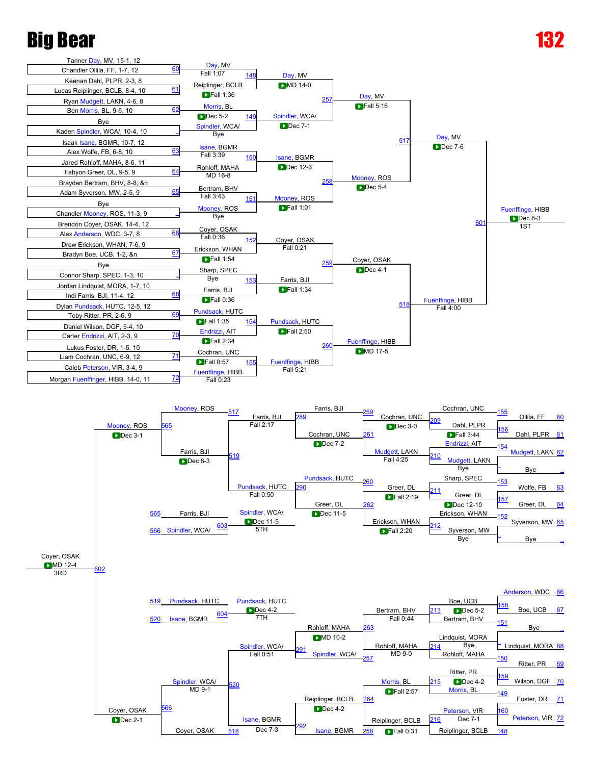# Big Bear

# 132

## Championship Bracket

### First Round

| Bout | Wrestler 1 | Wrestler 2 | Winner | Result |
|---|---|---|---|---|
| 60 | Tanner Day, MV, 15-1, 12 | Chandler Ollila, FF, 1-7, 12 | Day, MV | Fall 1:07 |
| 61 | Keenan Dahl, PLPR, 2-3, 8 | Lucas Reiplinger, BCLB, 8-4, 10 | Reiplinger, BCLB | Fall 1:36 |
| 62 | Ryan Mudgett, LAKN, 4-6, 8 | Ben Morris, BL, 9-6, 10 | Morris, BL | Dec 5-2 |
| — | Bye | Kaden Spindler, WCA/, 10-4, 10 | Spindler, WCA/ | Bye |
| 63 | Isaak Isane, BGMR, 10-7, 12 | Alex Wolfe, FB, 6-8, 10 | Isane, BGMR | Fall 3:39 |
| 64 | Jared Rohloff, MAHA, 8-6, 11 | Fabyon Greer, DL, 9-5, 9 | Rohloff, MAHA | MD 16-8 |
| 65 | Brayden Bertram, BHV, 8-8, &n | Adam Syverson, MW, 2-5, 9 | Bertram, BHV | Fall 3:43 |
| — | Bye | Chandler Mooney, ROS, 11-3, 9 | Mooney, ROS | Bye |
| 66 | Brendon Coyer, OSAK, 14-4, 12 | Alex Anderson, WDC, 3-7, 8 | Coyer, OSAK | Fall 0:36 |
| 67 | Drew Erickson, WHAN, 7-6, 9 | Bradyn Boe, UCB, 1-2, &n | Erickson, WHAN | Fall 1:54 |
| — | Bye | Connor Sharp, SPEC, 1-3, 10 | Sharp, SPEC | Bye |
| 68 | Jordan Lindquist, MORA, 1-7, 10 | Indi Farris, BJI, 11-4, 12 | Farris, BJI | Fall 0:36 |
| 69 | Dylan Pundsack, HUTC, 12-5, 12 | Toby Ritter, PR, 2-6, 9 | Pundsack, HUTC | Fall 1:35 |
| 70 | Daniel Wilson, DGF, 5-4, 10 | Carter Endrizzi, AIT, 2-3, 9 | Endrizzi, AIT | Fall 2:34 |
| 71 | Lukus Foster, DR, 1-5, 10 | Liam Cochran, UNC, 6-9, 12 | Cochran, UNC | Fall 0:57 |
| 72 | Caleb Peterson, VIR, 3-4, 9 | Morgan Fuenffinger, HIBB, 14-0, 11 | Fuenffinge, HIBB | Fall 0:23 |

### Second Round

| Bout | Winner | Result |
|---|---|---|
| 148 | Day, MV | MD 14-0 |
| 149 | Spindler, WCA/ | Dec 7-1 |
| 150 | Isane, BGMR | Dec 12-6 |
| 151 | Mooney, ROS | Fall 1:01 |
| 152 | Coyer, OSAK | Fall 0:21 |
| 153 | Farris, BJI | Fall 1:34 |
| 154 | Pundsack, HUTC | Fall 2:50 |
| 155 | Fuenffinge, HIBB | Fall 5:21 |

### Quarterfinals

| Bout | Winner | Result |
|---|---|---|
| 257 | Day, MV | Fall 5:16 |
| 258 | Mooney, ROS | Dec 5-4 |
| 259 | Coyer, OSAK | Dec 4-1 |
| 260 | Fuenffinge, HIBB | MD 17-5 |

### Semifinals

| Bout | Winner | Result |
|---|---|---|
| 517 | Day, MV | Dec 7-6 |
| 518 | Fuenffinge, HIBB | Fall 4:00 |

### Final

| Bout | Winner | Result | Place |
|---|---|---|---|
| 601 | Fuenffinge, HIBB | Dec 8-3 | 1ST |

## Consolation Bracket

### Consolation Round 1

| Bout | Wrestler 1 | Wrestler 2 | Winner | Result |
|---|---|---|---|---|
| 155 | Ollila, FF (60) | Dahl, PLPR (61) | Cochran, UNC | — |
| 156 | Ollila, FF (60) | Dahl, PLPR (61) | Dahl, PLPR | Fall 3:44 |
| 154 | Mudgett, LAKN (62) | Bye | Mudgett, LAKN | Bye |
| 153 | Wolfe, FB (63) | Greer, DL (64) | Sharp, SPEC | — |
| 157 | Wolfe, FB (63) | Greer, DL (64) | Greer, DL | Dec 12-10 |
| 152 | Syverson, MW (65) | Bye | Syverson, MW | Bye |
| 158 | Anderson, WDC (66) | Boe, UCB (67) | Boe, UCB | Dec 5-2 |
| 151 | Bye | Lindquist, MORA (68) | Lindquist, MORA | Bye |
| 159 | Ritter, PR (69) | Wilson, DGF (70) | Ritter, PR | Dec 4-2 |
| 160 | Foster, DR (71) | Peterson, VIR (72) | Peterson, VIR | Dec 7-1 |

### Consolation Round 2

| Bout | Wrestler 1 | Wrestler 2 | Winner | Result |
|---|---|---|---|---|
| 209 | Cochran, UNC | Dahl, PLPR | Cochran, UNC | Dec 3-0 |
| 210 | Endrizzi, AIT | Mudgett, LAKN | Mudgett, LAKN | Fall 4:25 |
| 211 | Sharp, SPEC | Greer, DL | Greer, DL | Fall 2:19 |
| 212 | Erickson, WHAN | Syverson, MW | Erickson, WHAN | Fall 2:20 |
| 213 | Boe, UCB | Bertram, BHV (151) | Bertram, BHV | Fall 0:44 |
| 214 | Lindquist, MORA | Rohloff, MAHA (150) | Rohloff, MAHA | MD 9-0 |
| 215 | Ritter, PR | Morris, BL (149) | Morris, BL | Fall 2:57 |
| 216 | Peterson, VIR | Reiplinger, BCLB (148) | Reiplinger, BCLB | Fall 0:31 |

### Consolation Round 3

| Bout | Wrestler 1 | Wrestler 2 | Winner | Result |
|---|---|---|---|---|
| 259/261 | Farris, BJI | Cochran, UNC | Cochran, UNC | Dec 7-2 |
| 260/262 | Pundsack, HUTC | Greer, DL | Greer, DL | Dec 11-5 |
| 263 | Rohloff, MAHA | Rohloff, MAHA | Rohloff, MAHA | MD 10-2 |
| 257 | Spindler, WCA/ | — | Spindler, WCA/ | — |
| 264 | Reiplinger, BCLB | Reiplinger, BCLB | Reiplinger, BCLB | Dec 4-2 |
| 258 | Isane, BGMR | — | Isane, BGMR | — |

### Consolation Round 4

| Bout | Wrestler 1 | Wrestler 2 | Winner | Result |
|---|---|---|---|---|
| 289 | Farris, BJI | Cochran, UNC | Farris, BJI | Fall 2:17 |
| 290 | Pundsack, HUTC | Greer, DL | Pundsack, HUTC | Fall 0:50 |
| 291 | Rohloff, MAHA | Spindler, WCA/ | Spindler, WCA/ | Fall 0:51 |
| 292 | Reiplinger, BCLB | Isane, BGMR | Isane, BGMR | Dec 7-3 |

### Consolation Semifinals

| Bout | Wrestler 1 | Wrestler 2 | Winner | Result |
|---|---|---|---|---|
| 519 | Farris, BJI | Pundsack, HUTC | Farris, BJI | Dec 6-3 |
| 520 | Spindler, WCA/ | Isane, BGMR | Spindler, WCA/ | MD 9-1 |
| 565 | Mooney, ROS (517) | Farris, BJI (519) | Mooney, ROS | Dec 3-1 |
| 566 | Spindler, WCA/ (520) | Coyer, OSAK (518) | Coyer, OSAK | Dec 2-1 |

### Placement Matches

| Bout | Wrestler 1 | Wrestler 2 | Winner | Result | Place |
|---|---|---|---|---|---|
| 602 | Mooney, ROS | Coyer, OSAK | Coyer, OSAK | MD 12-4 | 3RD |
| 603 | Farris, BJI (565) | Spindler, WCA/ (566) | Spindler, WCA/ | Dec 11-5 | 5TH |
| 604 | Pundsack, HUTC (519) | Isane, BGMR (520) | Pundsack, HUTC | Dec 4-2 | 7TH |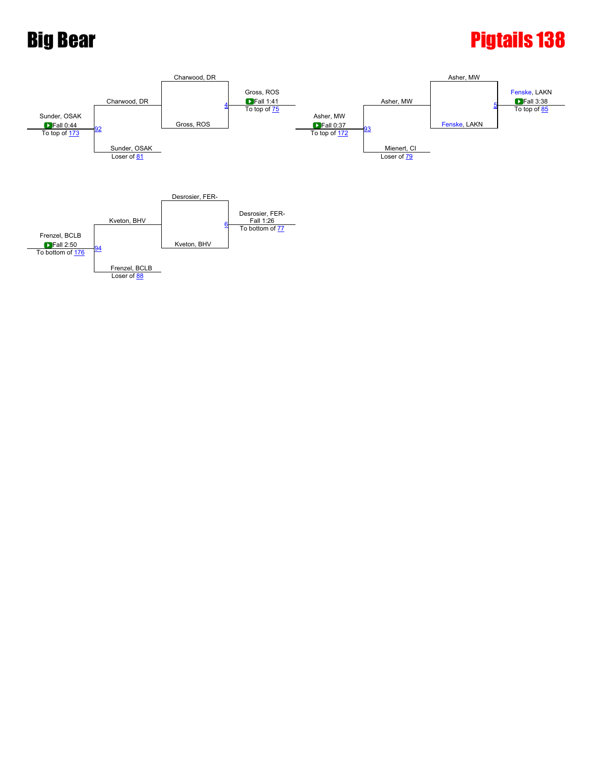# Big Bear

# Pigtails 138

**Match 4**

- Charwood, DR
- Gross, ROS

Winner: Gross, ROS — Fall 1:41 — To top of 75

**Match 92**

- Charwood, DR
- Sunder, OSAK (Loser of 81)

Winner: Sunder, OSAK — Fall 0:44 — To top of 173

**Match 5**

- Asher, MW
- Fenske, LAKN

Winner: Fenske, LAKN — Fall 3:38 — To top of 85

**Match 93**

- Asher, MW
- Mienert, CI (Loser of 79)

Winner: Asher, MW — Fall 0:37 — To top of 172

**Match 6**

- Desrosier, FER-
- Kveton, BHV

Winner: Desrosier, FER- — Fall 1:26 — To bottom of 77

**Match 94**

- Kveton, BHV
- Frenzel, BCLB (Loser of 88)

Winner: Frenzel, BCLB — Fall 2:50 — To bottom of 176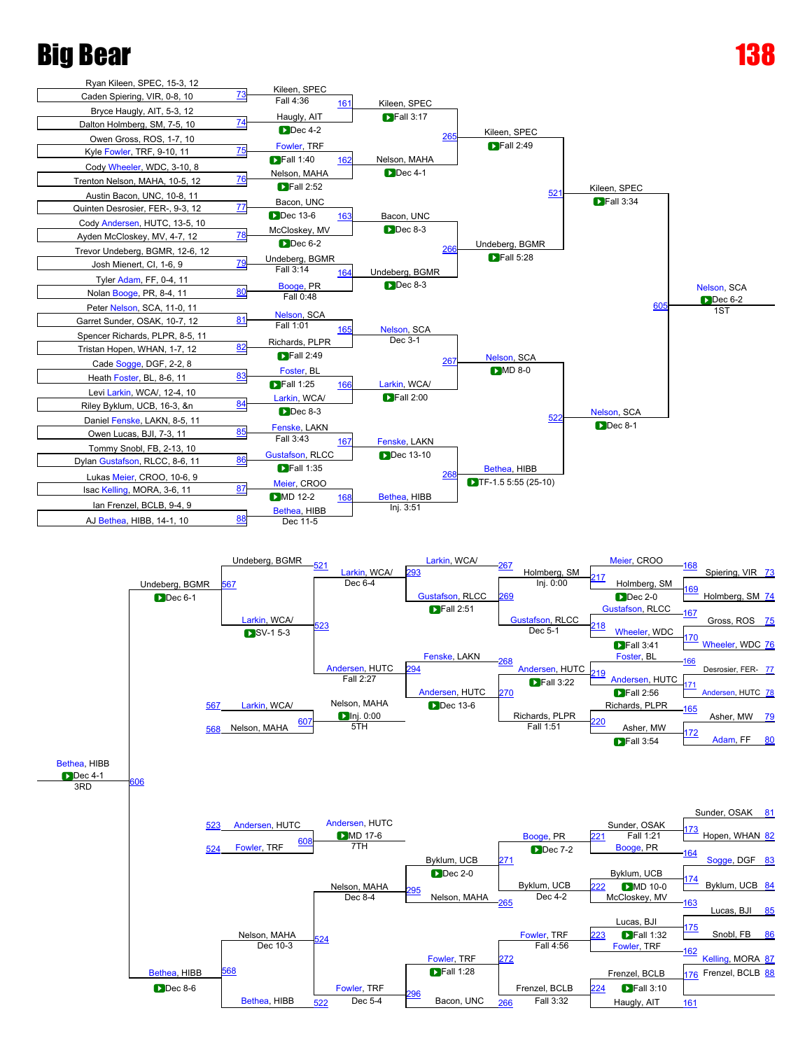# Big Bear

# 138

## Championship Bracket

### First Round

| Bout | Wrestler 1 | Wrestler 2 | Winner | Result |
|---|---|---|---|---|
| 73 | Ryan Kileen, SPEC, 15-3, 12 | Caden Spiering, VIR, 0-8, 10 | Kileen, SPEC | Fall 4:36 |
| 74 | Bryce Haugly, AIT, 5-3, 12 | Dalton Holmberg, SM, 7-5, 10 | Haugly, AIT | Dec 4-2 |
| 75 | Owen Gross, ROS, 1-7, 10 | Kyle Fowler, TRF, 9-10, 11 | Fowler, TRF | Fall 1:40 |
| 76 | Cody Wheeler, WDC, 3-10, 8 | Trenton Nelson, MAHA, 10-5, 12 | Nelson, MAHA | Fall 2:52 |
| 77 | Austin Bacon, UNC, 10-8, 11 | Quinten Desrosier, FER-, 9-3, 12 | Bacon, UNC | Dec 13-6 |
| 78 | Cody Andersen, HUTC, 13-5, 10 | Ayden McCloskey, MV, 4-7, 12 | McCloskey, MV | Dec 6-2 |
| 79 | Trevor Undeberg, BGMR, 12-6, 12 | Josh Mienert, CI, 1-6, 9 | Undeberg, BGMR | Fall 3:14 |
| 80 | Tyler Adam, FF, 0-4, 11 | Nolan Booge, PR, 8-4, 11 | Booge, PR | Fall 0:48 |
| 81 | Peter Nelson, SCA, 11-0, 11 | Garret Sunder, OSAK, 10-7, 12 | Nelson, SCA | Fall 1:01 |
| 82 | Spencer Richards, PLPR, 8-5, 11 | Tristan Hopen, WHAN, 1-7, 12 | Richards, PLPR | Fall 2:49 |
| 83 | Cade Sogge, DGF, 2-2, 8 | Heath Foster, BL, 8-6, 11 | Foster, BL | Fall 1:25 |
| 84 | Levi Larkin, WCA/, 12-4, 10 | Riley Byklum, UCB, 16-3, &n | Larkin, WCA/ | Dec 8-3 |
| 85 | Daniel Fenske, LAKN, 8-5, 11 | Owen Lucas, BJI, 7-3, 11 | Fenske, LAKN | Fall 3:43 |
| 86 | Tommy Snobl, FB, 2-13, 10 | Dylan Gustafson, RLCC, 8-6, 11 | Gustafson, RLCC | Fall 1:35 |
| 87 | Lukas Meier, CROO, 10-6, 9 | Isac Kelling, MORA, 3-6, 11 | Meier, CROO | MD 12-2 |
| 88 | Ian Frenzel, BCLB, 9-4, 9 | AJ Bethea, HIBB, 14-1, 10 | Bethea, HIBB | Dec 11-5 |

### Second Round

| Bout | Winner | Result |
|---|---|---|
| 161 | Kileen, SPEC | Fall 3:17 |
| 162 | Nelson, MAHA | Dec 4-1 |
| 163 | Bacon, UNC | Dec 8-3 |
| 164 | Undeberg, BGMR | Dec 8-3 |
| 165 | Nelson, SCA | Dec 3-1 |
| 166 | Larkin, WCA/ | Fall 2:00 |
| 167 | Fenske, LAKN | Dec 13-10 |
| 168 | Bethea, HIBB | Inj. 3:51 |

### Quarterfinals

| Bout | Winner | Result |
|---|---|---|
| 265 | Kileen, SPEC | Fall 2:49 |
| 266 | Undeberg, BGMR | Fall 5:28 |
| 267 | Nelson, SCA | MD 8-0 |
| 268 | Bethea, HIBB | TF-1.5 5:55 (25-10) |

### Semifinals

| Bout | Winner | Result |
|---|---|---|
| 521 | Kileen, SPEC | Fall 3:34 |
| 522 | Nelson, SCA | Dec 8-1 |

### Final

| Bout | Winner | Result | Place |
|---|---|---|---|
| 605 | Nelson, SCA | Dec 6-2 | 1ST |

## Consolation Bracket

### Consolation Round 1

| Bout | Wrestler 1 | Wrestler 2 | Winner | Result |
|---|---|---|---|---|
| 169 | Spiering, VIR (73) | Holmberg, SM (74) | Holmberg, SM | Dec 2-0 |
| 170 | Gross, ROS (75) | Wheeler, WDC (76) | Wheeler, WDC | Fall 3:41 |
| 171 | Desrosier, FER- (77) | Andersen, HUTC (78) | Andersen, HUTC | Fall 2:56 |
| 172 | Asher, MW (79) | Adam, FF (80) | Asher, MW | Fall 3:54 |
| 173 | Sunder, OSAK (81) | Hopen, WHAN (82) | Sunder, OSAK | Fall 1:21 |
| 174 | Sogge, DGF (83) | Byklum, UCB (84) | Byklum, UCB | MD 10-0 |
| 175 | Lucas, BJI (85) | Snobl, FB (86) | Lucas, BJI | Fall 1:32 |
| 176 | Kelling, MORA (87) | Frenzel, BCLB (88) | Frenzel, BCLB | Fall 3:10 |

### Consolation Round 2

| Bout | Wrestler 1 | Wrestler 2 | Winner | Result |
|---|---|---|---|---|
| 217 | Meier, CROO (168) | Holmberg, SM | Holmberg, SM | Inj. 0:00 |
| 218 | Gustafson, RLCC (167) | Wheeler, WDC | Gustafson, RLCC | Dec 5-1 |
| 219 | Foster, BL (166) | Andersen, HUTC | Andersen, HUTC | Fall 3:22 |
| 220 | Richards, PLPR (165) | Asher, MW | Richards, PLPR | Fall 1:51 |
| 221 | Sunder, OSAK | Booge, PR (164) | Booge, PR | Dec 7-2 |
| 222 | Byklum, UCB | McCloskey, MV (163) | Byklum, UCB | Dec 4-2 |
| 223 | Lucas, BJI | Fowler, TRF (162) | Fowler, TRF | Fall 4:56 |
| 224 | Frenzel, BCLB | Haugly, AIT (161) | Frenzel, BCLB | Fall 3:32 |

### Consolation Round 3

| Bout | Wrestler 1 | Wrestler 2 | Winner | Result |
|---|---|---|---|---|
| 269 | Larkin, WCA/ (267) | Holmberg, SM | Gustafson, RLCC | Fall 2:51 |
| 270 | Fenske, LAKN (268) | Andersen, HUTC | Andersen, HUTC | Dec 13-6 |
| 271 | Booge, PR | Byklum, UCB | Byklum, UCB | Dec 2-0 |
| 272 | Fowler, TRF | Frenzel, BCLB | Fowler, TRF | Fall 1:28 |

Note: Bout 269 lists Larkin, WCA/ (267) and Gustafson, RLCC from bout 218; winner Gustafson, RLCC. Bout 271 lists Nelson, MAHA (265); bout 272 lists Bacon, UNC (266).

### Consolation Round 4

| Bout | Wrestler 1 | Wrestler 2 | Winner | Result |
|---|---|---|---|---|
| 293 | Undeberg, BGMR (521) | Gustafson, RLCC | Larkin, WCA/ | Dec 6-4 |
| 294 | Fenske, LAKN | Andersen, HUTC | Andersen, HUTC | Fall 2:27 |
| 295 | Byklum, UCB | Nelson, MAHA (265) | Nelson, MAHA | Dec 8-4 |
| 296 | Fowler, TRF | Bacon, UNC (266) | Fowler, TRF | Dec 5-4 |

### Consolation Semifinals

| Bout | Wrestler 1 | Wrestler 2 | Winner | Result |
|---|---|---|---|---|
| 523 | Larkin, WCA/ | Andersen, HUTC | Larkin, WCA/ | SV-1 5-3 |
| 524 | Nelson, MAHA | Fowler, TRF | Nelson, MAHA | Dec 10-3 |

### Consolation Finals

| Bout | Wrestler 1 | Wrestler 2 | Winner | Result |
|---|---|---|---|---|
| 567 | Undeberg, BGMR | Larkin, WCA/ | Undeberg, BGMR | Dec 6-1 |
| 568 | Nelson, MAHA | Bethea, HIBB (522) | Bethea, HIBB | Dec 8-6 |

### Placement Matches

| Bout | Wrestler 1 | Wrestler 2 | Winner | Result | Place |
|---|---|---|---|---|---|
| 606 | Undeberg, BGMR | Bethea, HIBB | Bethea, HIBB | Dec 4-1 | 3RD |
| 607 | Larkin, WCA/ (567) | Nelson, MAHA (568) | Nelson, MAHA | Inj. 0:00 | 5TH |
| 608 | Andersen, HUTC (523) | Fowler, TRF (524) | Andersen, HUTC | MD 17-6 | 7TH |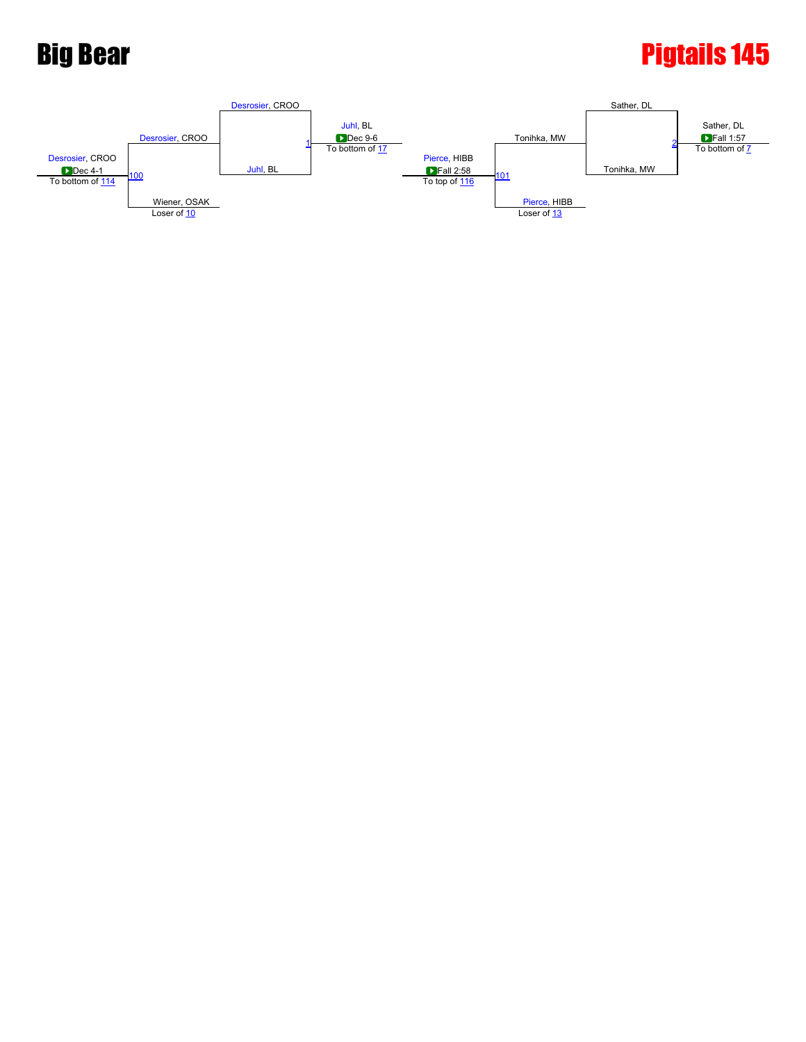# Big Bear

# Pigtails 145

**Match 1**

- Desrosier, CROO
- Juhl, BL

Winner: Juhl, BL — Dec 9-6 — To bottom of 17

**Match 100**

- Desrosier, CROO
- Wiener, OSAK (Loser of 10)

Winner: Desrosier, CROO — Dec 4-1 — To bottom of 114

**Match 2**

- Sather, DL
- Tonihka, MW

Winner: Sather, DL — Fall 1:57 — To bottom of 7

**Match 101**

- Tonihka, MW
- Pierce, HIBB (Loser of 13)

Winner: Pierce, HIBB — Fall 2:58 — To top of 116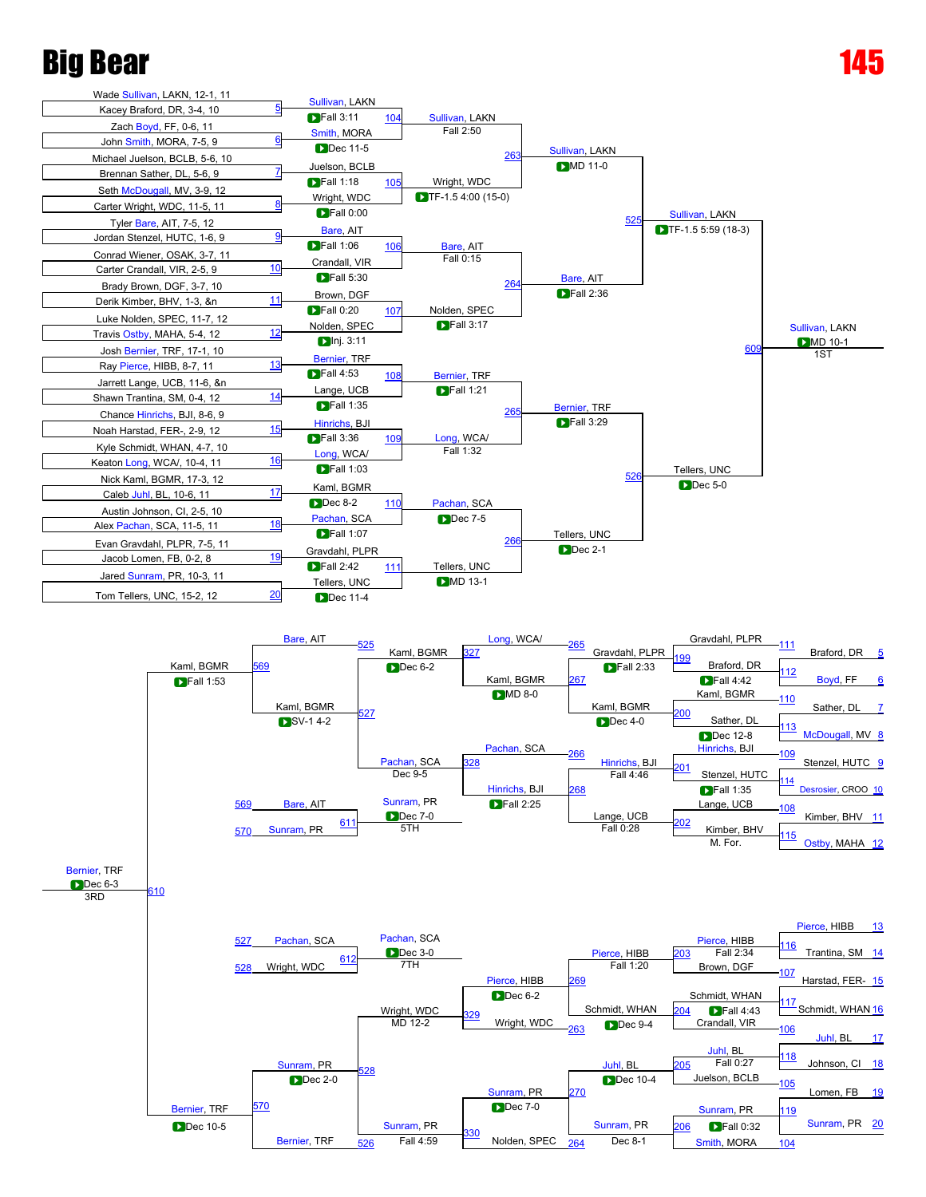# Big Bear

# 145

## Championship Bracket

| Bout | Wrestler 1 | Wrestler 2 | Winner | Result |
|---|---|---|---|---|
| 5 / 104 | Wade Sullivan, LAKN, 12-1, 11 | Kacey Braford, DR, 3-4, 10 | Sullivan, LAKN | Fall 3:11 |
| 6 / 104 | Zach Boyd, FF, 0-6, 11 | John Smith, MORA, 7-5, 9 | Smith, MORA | Dec 11-5 |
| 7 / 105 | Michael Juelson, BCLB, 5-6, 10 | Brennan Sather, DL, 5-6, 9 | Juelson, BCLB | Fall 1:18 |
| 8 / 105 | Seth McDougall, MV, 3-9, 12 | Carter Wright, WDC, 11-5, 11 | Wright, WDC | Fall 0:00 |
| 9 / 106 | Tyler Bare, AIT, 7-5, 12 | Jordan Stenzel, HUTC, 1-6, 9 | Bare, AIT | Fall 1:06 |
| 10 / 106 | Conrad Wiener, OSAK, 3-7, 11 | Carter Crandall, VIR, 2-5, 9 | Crandall, VIR | Fall 5:30 |
| 11 / 107 | Brady Brown, DGF, 3-7, 10 | Derik Kimber, BHV, 1-3, &n | Brown, DGF | Fall 0:20 |
| 12 / 107 | Luke Nolden, SPEC, 11-7, 12 | Travis Ostby, MAHA, 5-4, 12 | Nolden, SPEC | Inj. 3:11 |
| 13 / 108 | Josh Bernier, TRF, 17-1, 10 | Ray Pierce, HIBB, 8-7, 11 | Bernier, TRF | Fall 4:53 |
| 14 / 108 | Jarrett Lange, UCB, 11-6, &n | Shawn Trantina, SM, 0-4, 12 | Lange, UCB | Fall 1:35 |
| 15 / 109 | Chance Hinrichs, BJI, 8-6, 9 | Noah Harstad, FER-, 2-9, 12 | Hinrichs, BJI | Fall 3:36 |
| 16 / 109 | Kyle Schmidt, WHAN, 4-7, 10 | Keaton Long, WCA/, 10-4, 11 | Long, WCA/ | Fall 1:03 |
| 17 / 110 | Nick Kaml, BGMR, 17-3, 12 | Caleb Juhl, BL, 10-6, 11 | Kaml, BGMR | Dec 8-2 |
| 18 / 110 | Austin Johnson, CI, 2-5, 10 | Alex Pachan, SCA, 11-5, 11 | Pachan, SCA | Fall 1:07 |
| 19 / 111 | Evan Gravdahl, PLPR, 7-5, 11 | Jacob Lomen, FB, 0-2, 8 | Gravdahl, PLPR | Fall 2:42 |
| 20 / 111 | Jared Sunram, PR, 10-3, 11 | Tom Tellers, UNC, 15-2, 12 | Tellers, UNC | Dec 11-4 |
| 104 / 263 | Sullivan, LAKN | Smith, MORA | Sullivan, LAKN | Fall 2:50 |
| 105 / 263 | Juelson, BCLB | Wright, WDC | Wright, WDC | TF-1.5 4:00 (15-0) |
| 106 / 264 | Bare, AIT | Crandall, VIR | Bare, AIT | Fall 0:15 |
| 107 / 264 | Brown, DGF | Nolden, SPEC | Nolden, SPEC | Fall 3:17 |
| 108 / 265 | Bernier, TRF | Lange, UCB | Bernier, TRF | Fall 1:21 |
| 109 / 265 | Hinrichs, BJI | Long, WCA/ | Long, WCA/ | Fall 1:32 |
| 110 / 266 | Kaml, BGMR | Pachan, SCA | Pachan, SCA | Dec 7-5 |
| 111 / 266 | Gravdahl, PLPR | Tellers, UNC | Tellers, UNC | MD 13-1 |
| 263 / 525 | Sullivan, LAKN | Wright, WDC | Sullivan, LAKN | MD 11-0 |
| 264 / 525 | Bare, AIT | Nolden, SPEC | Bare, AIT | Fall 2:36 |
| 265 / 526 | Bernier, TRF | Long, WCA/ | Bernier, TRF | Fall 3:29 |
| 266 / 526 | Pachan, SCA | Tellers, UNC | Tellers, UNC | Dec 2-1 |
| 525 / 609 | Sullivan, LAKN | Bare, AIT | Sullivan, LAKN | TF-1.5 5:59 (18-3) |
| 526 / 609 | Bernier, TRF | Tellers, UNC | Tellers, UNC | Dec 5-0 |
| 609 | Sullivan, LAKN | Tellers, UNC | Sullivan, LAKN | MD 10-1 — 1ST |

## Consolation Bracket (Upper)

| Bout | Wrestler 1 | Wrestler 2 | Winner | Result |
|---|---|---|---|---|
| 111 / 199 | Gravdahl, PLPR | Braford, DR (5) | Gravdahl, PLPR | |
| 112 / 199 | Boyd, FF (6) | | | |
| 199 / 267 | Gravdahl, PLPR | Braford, DR | Braford, DR | Fall 4:42 |
| 110 / 200 | Kaml, BGMR | Sather, DL (7) | Kaml, BGMR | |
| 113 / 200 | McDougall, MV (8) | | | |
| 200 / 267 | Kaml, BGMR | Sather, DL | Sather, DL | Dec 12-8 |
| 267 / 327 | Gravdahl, PLPR | Kaml, BGMR | Gravdahl, PLPR | Fall 2:33 |
| 265 / 327 | Long, WCA/ | | | |
| 327 / 527 | Long, WCA/ | Kaml, BGMR | Kaml, BGMR | MD 8-0 |
| 109 / 201 | Hinrichs, BJI | Stenzel, HUTC (9) | Hinrichs, BJI | |
| 114 / 201 | Desrosier, CROO (10) | | | |
| 201 / 268 | Hinrichs, BJI | Stenzel, HUTC | Stenzel, HUTC | Fall 1:35 |
| 108 / 202 | Lange, UCB | Kimber, BHV (11) | Lange, UCB | |
| 115 / 202 | Ostby, MAHA (12) | | | |
| 202 / 268 | Lange, UCB | Kimber, BHV | Kimber, BHV | M. For. |
| 268 / 328 | Hinrichs, BJI | Lange, UCB | Hinrichs, BJI | Fall 4:46 |
| 266 / 328 | Pachan, SCA | | | |
| 328 / 527 | Pachan, SCA | Hinrichs, BJI | Pachan, SCA | Fall 2:25 |
| 527 / 569 | Kaml, BGMR | Pachan, SCA | Kaml, BGMR | Dec 4-0 |
| 525 / 569 | Bare, AIT | | | |
| 569 | Bare, AIT | Kaml, BGMR | Kaml, BGMR | SV-1 4-2 |
| 611 (5TH) | Bare, AIT | Sunram, PR | Sunram, PR | Dec 7-0 |

Note: additional results shown: Dec 6-2 (Kaml, BGMR at 527), Dec 9-5 (Pachan, SCA at 328), Fall 0:28 (Lange, UCB at 202).

## Third Place

| Bout | Wrestler 1 | Wrestler 2 | Winner | Result |
|---|---|---|---|---|
| 610 (3RD) | Kaml, BGMR | Bernier, TRF | Bernier, TRF | Dec 6-3 |

Kaml, BGMR — Fall 1:53 (569)

## Consolation Bracket (Lower)

| Bout | Wrestler 1 | Wrestler 2 | Winner | Result |
|---|---|---|---|---|
| 116 / 203 | Pierce, HIBB (13) | Trantina, SM (14) | Pierce, HIBB | |
| 107 / 203 | Brown, DGF | | | |
| 203 / 269 | Pierce, HIBB | Brown, DGF | Pierce, HIBB | Fall 2:34 |
| 117 / 204 | Harstad, FER- (15) | Schmidt, WHAN (16) | Schmidt, WHAN | |
| 106 / 204 | Crandall, VIR | | | |
| 204 / 269 | Schmidt, WHAN | Crandall, VIR | Schmidt, WHAN | Fall 4:43 |
| 269 / 329 | Pierce, HIBB | Schmidt, WHAN | Pierce, HIBB | Fall 1:20 |
| 263 / 329 | Wright, WDC | | | |
| 329 / 528 | Pierce, HIBB | Wright, WDC | Wright, WDC | Dec 6-2 |
| 118 / 205 | Juhl, BL (17) | Johnson, CI (18) | Juhl, BL | |
| 105 / 205 | Juelson, BCLB | | | |
| 205 / 270 | Juhl, BL | Juelson, BCLB | Juhl, BL | Fall 0:27 |
| 119 / 206 | Lomen, FB (19) | Sunram, PR (20) | Sunram, PR | |
| 104 / 206 | Smith, MORA | | | |
| 206 / 270 | Sunram, PR | Smith, MORA | Sunram, PR | Fall 0:32 |
| 270 / 330 | Juhl, BL | Sunram, PR | Sunram, PR | Dec 10-4 |
| 264 / 330 | Nolden, SPEC | | | |
| 330 / 528 | Sunram, PR | Nolden, SPEC | Sunram, PR | Dec 7-0 |
| 528 / 570 | Wright, WDC | Sunram, PR | Sunram, PR | MD 12-2 |
| 526 / 570 | Bernier, TRF | | | |
| 570 | Sunram, PR | Bernier, TRF | Bernier, TRF | Dec 2-0 |
| 612 (7TH) | Pachan, SCA | Wright, WDC | Pachan, SCA | Dec 3-0 |

Note: additional results shown: Dec 9-4 (Schmidt, WHAN at 204), Dec 8-1 (Sunram, PR at 206), Fall 4:59 (Sunram, PR at 330), Dec 10-5 (Bernier, TRF at 570).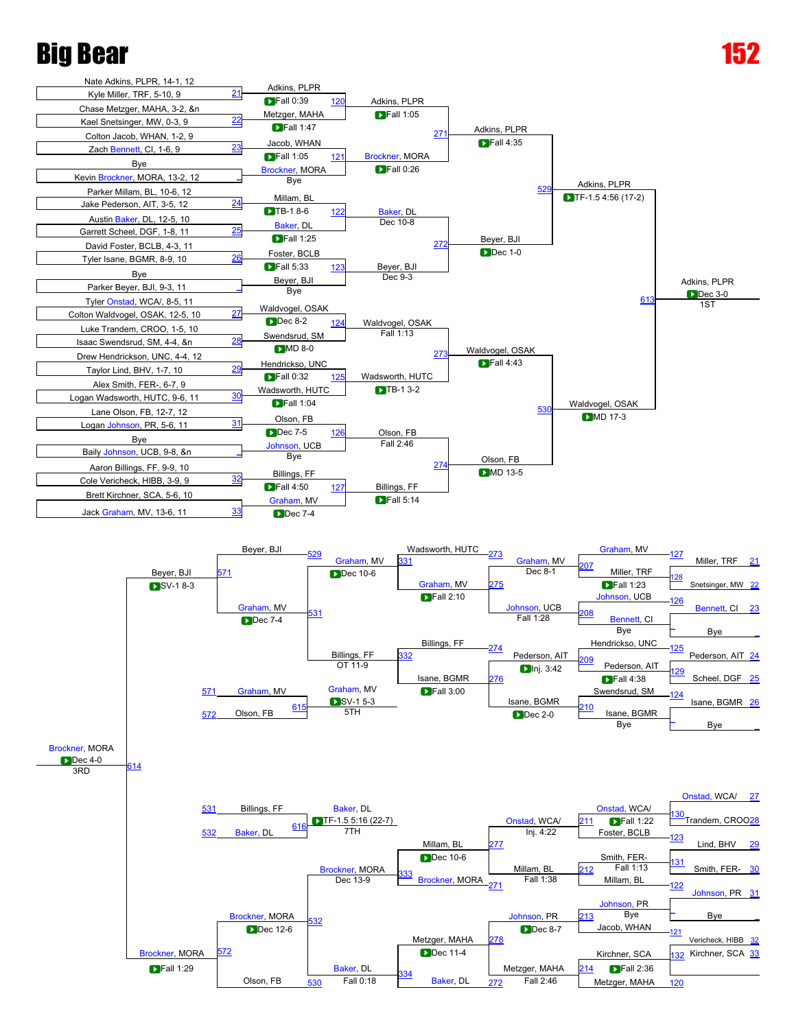# Big Bear

# 152

## Championship Bracket

### First Round

| Bout | Wrestler 1 | Wrestler 2 | Winner | Result |
|---|---|---|---|---|
| 21 | Nate Adkins, PLPR, 14-1, 12 | Kyle Miller, TRF, 5-10, 9 | Adkins, PLPR | Fall 0:39 |
| 22 | Chase Metzger, MAHA, 3-2, &n | Kael Snetsinger, MW, 0-3, 9 | Metzger, MAHA | Fall 1:47 |
| 23 | Colton Jacob, WHAN, 1-2, 9 | Zach Bennett, CI, 1-6, 9 | Jacob, WHAN | Fall 1:05 |
| – | Bye | Kevin Brockner, MORA, 13-2, 12 | Brockner, MORA | Bye |
| 24 | Parker Millam, BL, 10-6, 12 | Jake Pederson, AIT, 3-5, 12 | Millam, BL | TB-1 8-6 |
| 25 | Austin Baker, DL, 12-5, 10 | Garrett Scheel, DGF, 1-8, 11 | Baker, DL | Fall 1:25 |
| 26 | David Foster, BCLB, 4-3, 11 | Tyler Isane, BGMR, 8-9, 10 | Foster, BCLB | Fall 5:33 |
| – | Bye | Parker Beyer, BJI, 9-3, 11 | Beyer, BJI | Bye |
| 27 | Tyler Onstad, WCA/, 8-5, 11 | Colton Waldvogel, OSAK, 12-5, 10 | Waldvogel, OSAK | Dec 8-2 |
| 28 | Luke Trandem, CROO, 1-5, 10 | Isaac Swendsrud, SM, 4-4, &n | Swendsrud, SM | MD 8-0 |
| 29 | Drew Hendrickson, UNC, 4-4, 12 | Taylor Lind, BHV, 1-7, 10 | Hendrickso, UNC | Fall 0:32 |
| 30 | Alex Smith, FER-, 6-7, 9 | Logan Wadsworth, HUTC, 9-6, 11 | Wadsworth, HUTC | Fall 1:04 |
| 31 | Lane Olson, FB, 12-7, 12 | Logan Johnson, PR, 5-6, 11 | Olson, FB | Dec 7-5 |
| – | Bye | Baily Johnson, UCB, 9-8, &n | Johnson, UCB | Bye |
| 32 | Aaron Billings, FF, 9-9, 10 | Cole Vericheck, HIBB, 3-9, 9 | Billings, FF | Fall 4:50 |
| 33 | Brett Kirchner, SCA, 5-6, 10 | Jack Graham, MV, 13-6, 11 | Graham, MV | Dec 7-4 |

### Second Round

| Bout | Wrestler 1 | Wrestler 2 | Winner | Result |
|---|---|---|---|---|
| 120 | Adkins, PLPR | Metzger, MAHA | Adkins, PLPR | Fall 1:05 |
| 121 | Jacob, WHAN | Brockner, MORA | Brockner, MORA | Fall 0:26 |
| 122 | Millam, BL | Baker, DL | Baker, DL | Dec 10-8 |
| 123 | Foster, BCLB | Beyer, BJI | Beyer, BJI | Dec 9-3 |
| 124 | Waldvogel, OSAK | Swendsrud, SM | Waldvogel, OSAK | Fall 1:13 |
| 125 | Hendrickso, UNC | Wadsworth, HUTC | Wadsworth, HUTC | TB-1 3-2 |
| 126 | Olson, FB | Johnson, UCB | Olson, FB | Fall 2:46 |
| 127 | Billings, FF | Graham, MV | Billings, FF | Fall 5:14 |

### Quarterfinals

| Bout | Wrestler 1 | Wrestler 2 | Winner | Result |
|---|---|---|---|---|
| 271 | Adkins, PLPR | Brockner, MORA | Adkins, PLPR | Fall 4:35 |
| 272 | Baker, DL | Beyer, BJI | Beyer, BJI | Dec 1-0 |
| 273 | Waldvogel, OSAK | Wadsworth, HUTC | Waldvogel, OSAK | Fall 4:43 |
| 274 | Olson, FB | Billings, FF | Olson, FB | MD 13-5 |

### Semifinals

| Bout | Wrestler 1 | Wrestler 2 | Winner | Result |
|---|---|---|---|---|
| 529 | Adkins, PLPR | Beyer, BJI | Adkins, PLPR | TF-1.5 4:56 (17-2) |
| 530 | Waldvogel, OSAK | Olson, FB | Waldvogel, OSAK | MD 17-3 |

### Final

| Bout | Wrestler 1 | Wrestler 2 | Winner | Result |
|---|---|---|---|---|
| 613 | Adkins, PLPR | Waldvogel, OSAK | Adkins, PLPR | Dec 3-0, 1ST |

## Consolation Bracket (Upper)

| Bout | Wrestler 1 | Wrestler 2 | Winner | Result |
|---|---|---|---|---|
| 127 | Graham, MV | Miller, TRF (21) | Graham, MV | – |
| 128 | Miller, TRF | Snetsinger, MW (22) | Miller, TRF | – |
| 207 | Graham, MV | Miller, TRF | Graham, MV | Fall 1:23 |
| 126 | Johnson, UCB | Bennett, CI (23) | Johnson, UCB | – |
| – | Bennett, CI | Bye | Bennett, CI | Bye |
| 208 | Johnson, UCB | Bennett, CI | Johnson, UCB | – |
| 275 | Graham, MV | Johnson, UCB | Graham, MV | Dec 8-1 |
| 125 | Hendrickso, UNC | Pederson, AIT (24) | Pederson, AIT | – |
| 129 | Pederson, AIT | Scheel, DGF (25) | Pederson, AIT | Fall 4:38 |
| 209 | Hendrickso, UNC | Pederson, AIT | Pederson, AIT | Inj. 3:42 |
| 124 | Swendsrud, SM | Isane, BGMR (26) | Isane, BGMR | – |
| – | Isane, BGMR | Bye | Isane, BGMR | Bye |
| 210 | Swendsrud, SM | Isane, BGMR | Isane, BGMR | Dec 2-0 |
| 276 | Pederson, AIT | Isane, BGMR | Isane, BGMR | Fall 1:28 |
| 331 | Wadsworth, HUTC (273) | Graham, MV (275) | Graham, MV | Fall 2:10 |
| 332 | Billings, FF (274) | Isane, BGMR (276) | Billings, FF | Fall 3:00 |
| 531 | Graham, MV | Billings, FF | Graham, MV | Dec 10-6 |
| 571 | Beyer, BJI (529) | Graham, MV (531) | Beyer, BJI | Dec 7-4 |
| 615 | Graham, MV (571) | Olson, FB (572) | Graham, MV | SV-1 5-3, 5TH |

Note: Bout 531 shows "Billings, FF OT 11-9" as the result line for the Billings path.

## Consolation Bracket (Lower)

| Bout | Wrestler 1 | Wrestler 2 | Winner | Result |
|---|---|---|---|---|
| 130 | Onstad, WCA/ (27) | Trandem, CROO (28) | Onstad, WCA/ | – |
| 123 | Foster, BCLB | Lind, BHV (29) | Foster, BCLB | – |
| 211 | Onstad, WCA/ | Foster, BCLB | Onstad, WCA/ | Fall 1:22 |
| 131 | Smith, FER- | Smith, FER- (30) | Smith, FER- | – |
| 122 | Millam, BL | Johnson, PR (31) | Millam, BL | – |
| 212 | Smith, FER- | Millam, BL | Millam, BL | Fall 1:13 |
| 277 | Onstad, WCA/ | Millam, BL | Millam, BL | Inj. 4:22 |
| – | Johnson, PR | Bye | Johnson, PR | Bye |
| 121 | Jacob, WHAN | Vericheck, HIBB (32) | Jacob, WHAN | – |
| 213 | Johnson, PR | Jacob, WHAN | Johnson, PR | – |
| 132 | Kirchner, SCA | Kirchner, SCA (33) | Kirchner, SCA | – |
| 120 | Metzger, MAHA | – | Metzger, MAHA | – |
| 214 | Kirchner, SCA | Metzger, MAHA | Metzger, MAHA | Fall 2:36 |
| 278 | Johnson, PR | Metzger, MAHA | Metzger, MAHA | Fall 2:46 |
| 333 | Millam, BL (277) | Brockner, MORA (271) | Brockner, MORA | Fall 1:38 |
| 334 | Metzger, MAHA (278) | Baker, DL (272) | Baker, DL | Dec 8-7 |
| 532 | Brockner, MORA | Baker, DL | Brockner, MORA | Dec 13-9 |
| 572 | Brockner, MORA (532) | Olson, FB (530) | Brockner, MORA | Dec 12-6 |
| 616 | Billings, FF (531) | Baker, DL (532) | Baker, DL | TF-1.5 5:16 (22-7), 7TH |

Note: Bout 333 shows "Millam, BL Dec 10-6"; Bout 334 shows "Metzger, MAHA Dec 11-4" and "Baker, DL Fall 0:18".

## 3rd Place

| Bout | Wrestler 1 | Wrestler 2 | Winner | Result |
|---|---|---|---|---|
| 614 | Beyer, BJI (571) | Brockner, MORA (572) | Brockner, MORA | Dec 4-0, 3RD |

Beyer, BJI: SV-1 8-3; Brockner, MORA: Fall 1:29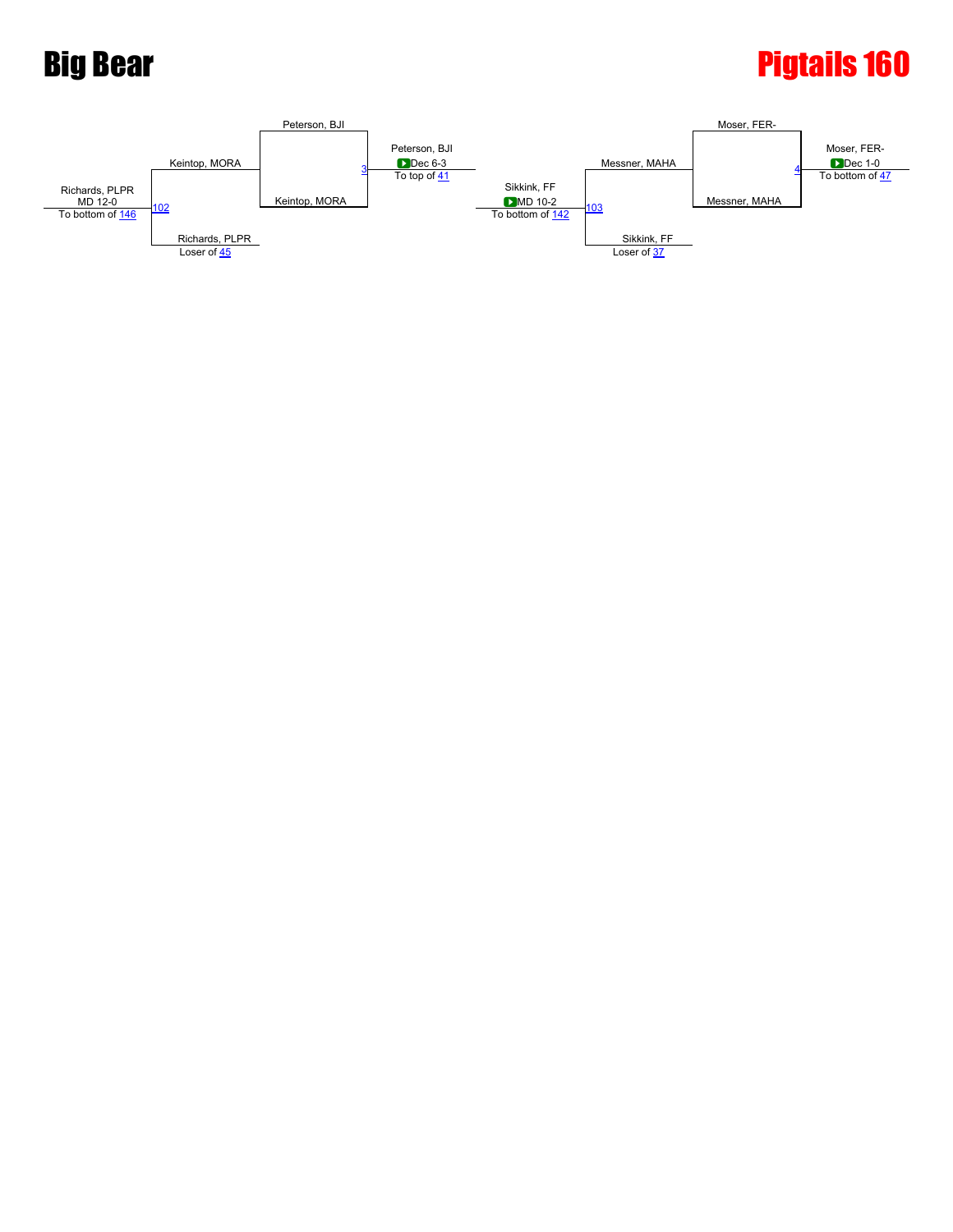# Big Bear

# Pigtails 160

**Match 3**

- Peterson, BJI
- Keintop, MORA

Winner: Peterson, BJI — Dec 6-3 — To top of 41

**Match 102**

- Keintop, MORA
- Richards, PLPR (Loser of 45)

Winner: Richards, PLPR — MD 12-0 — To bottom of 146

**Match 4**

- Moser, FER-
- Messner, MAHA

Winner: Moser, FER- — Dec 1-0 — To bottom of 47

**Match 103**

- Messner, MAHA
- Sikkink, FF (Loser of 37)

Winner: Sikkink, FF — MD 10-2 — To bottom of 142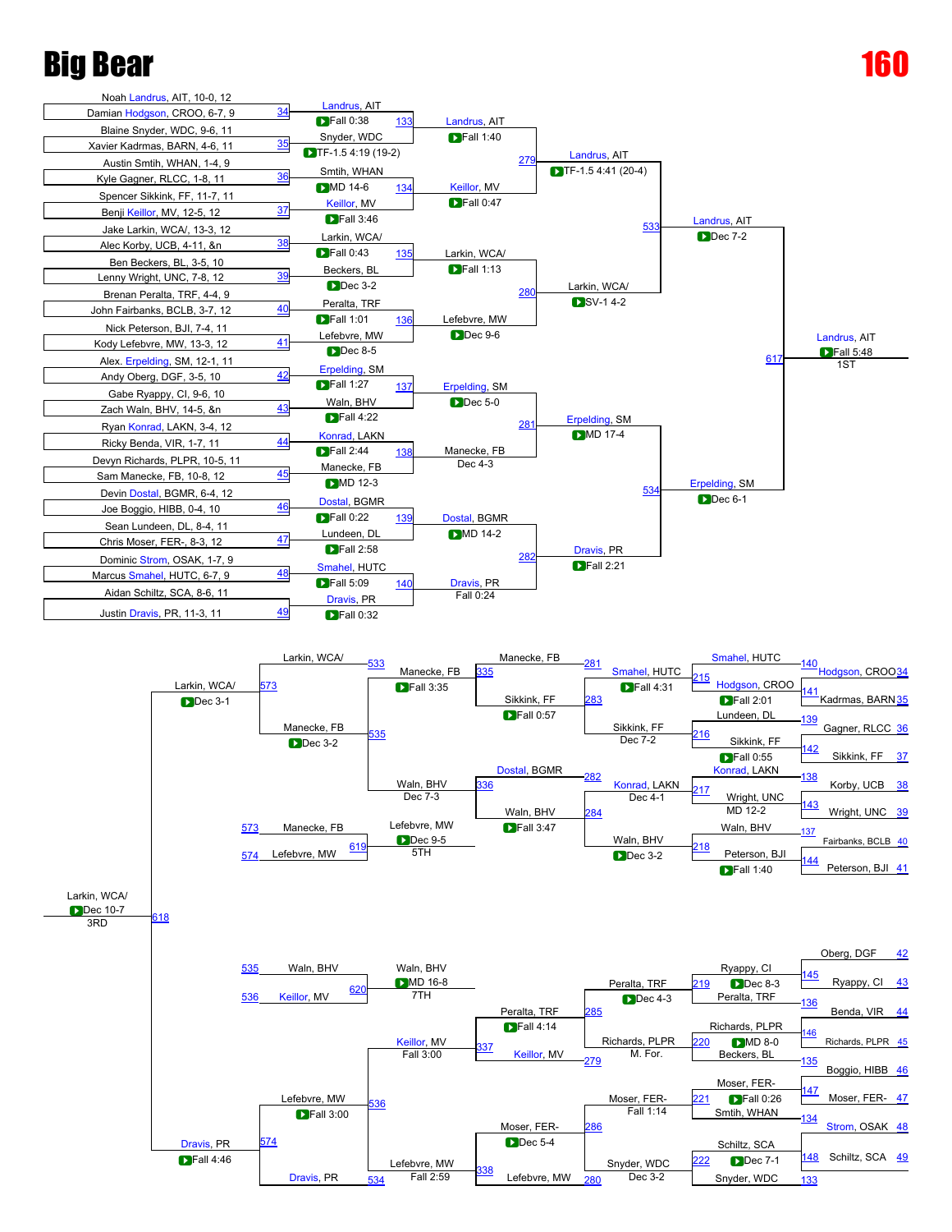# Big Bear

# 160

## Championship Bracket

### First Round

| Bout | Wrestler 1 | Wrestler 2 | Winner | Result |
|---|---|---|---|---|
| 34 | Noah Landrus, AIT, 10-0, 12 | Damian Hodgson, CROO, 6-7, 9 | Landrus, AIT | Fall 0:38 |
| 35 | Blaine Snyder, WDC, 9-6, 11 | Xavier Kadrmas, BARN, 4-6, 11 | Snyder, WDC | TF-1.5 4:19 (19-2) |
| 36 | Austin Smtih, WHAN, 1-4, 9 | Kyle Gagner, RLCC, 1-8, 11 | Smtih, WHAN | MD 14-6 |
| 37 | Spencer Sikkink, FF, 11-7, 11 | Benji Keillor, MV, 12-5, 12 | Keillor, MV | Fall 3:46 |
| 38 | Jake Larkin, WCA/, 13-3, 12 | Alec Korby, UCB, 4-11, &n | Larkin, WCA/ | Fall 0:43 |
| 39 | Ben Beckers, BL, 3-5, 10 | Lenny Wright, UNC, 7-8, 12 | Beckers, BL | Dec 3-2 |
| 40 | Brenan Peralta, TRF, 4-4, 9 | John Fairbanks, BCLB, 3-7, 12 | Peralta, TRF | Fall 1:01 |
| 41 | Nick Peterson, BJI, 7-4, 11 | Kody Lefebvre, MW, 13-3, 12 | Lefebvre, MW | Dec 8-5 |
| 42 | Alex. Erpelding, SM, 12-1, 11 | Andy Oberg, DGF, 3-5, 10 | Erpelding, SM | Fall 1:27 |
| 43 | Gabe Ryappy, CI, 9-6, 10 | Zach Waln, BHV, 14-5, &n | Waln, BHV | Fall 4:22 |
| 44 | Ryan Konrad, LAKN, 3-4, 12 | Ricky Benda, VIR, 1-7, 11 | Konrad, LAKN | Fall 2:44 |
| 45 | Devyn Richards, PLPR, 10-5, 11 | Sam Manecke, FB, 10-8, 12 | Manecke, FB | MD 12-3 |
| 46 | Devin Dostal, BGMR, 6-4, 12 | Joe Boggio, HIBB, 0-4, 10 | Dostal, BGMR | Fall 0:22 |
| 47 | Sean Lundeen, DL, 8-4, 11 | Chris Moser, FER-, 8-3, 12 | Lundeen, DL | Fall 2:58 |
| 48 | Dominic Strom, OSAK, 1-7, 9 | Marcus Smahel, HUTC, 6-7, 9 | Smahel, HUTC | Fall 5:09 |
| 49 | Aidan Schiltz, SCA, 8-6, 11 | Justin Dravis, PR, 11-3, 11 | Dravis, PR | Fall 0:32 |

### Second Round

| Bout | Wrestler 1 | Wrestler 2 | Winner | Result |
|---|---|---|---|---|
| 133 | Landrus, AIT | Snyder, WDC | Landrus, AIT | Fall 1:40 |
| 134 | Smtih, WHAN | Keillor, MV | Keillor, MV | Fall 0:47 |
| 135 | Larkin, WCA/ | Beckers, BL | Larkin, WCA/ | Fall 1:13 |
| 136 | Peralta, TRF | Lefebvre, MW | Lefebvre, MW | Dec 9-6 |
| 137 | Erpelding, SM | Waln, BHV | Erpelding, SM | Dec 5-0 |
| 138 | Konrad, LAKN | Manecke, FB | Manecke, FB | Dec 4-3 |
| 139 | Dostal, BGMR | Lundeen, DL | Dostal, BGMR | MD 14-2 |
| 140 | Smahel, HUTC | Dravis, PR | Dravis, PR | Fall 0:24 |

### Quarterfinals

| Bout | Wrestler 1 | Wrestler 2 | Winner | Result |
|---|---|---|---|---|
| 279 | Landrus, AIT | Keillor, MV | Landrus, AIT | TF-1.5 4:41 (20-4) |
| 280 | Larkin, WCA/ | Lefebvre, MW | Larkin, WCA/ | SV-1 4-2 |
| 281 | Erpelding, SM | Manecke, FB | Erpelding, SM | MD 17-4 |
| 282 | Dostal, BGMR | Dravis, PR | Dravis, PR | Fall 2:21 |

### Semifinals

| Bout | Wrestler 1 | Wrestler 2 | Winner | Result |
|---|---|---|---|---|
| 533 | Landrus, AIT | Larkin, WCA/ | Landrus, AIT | Dec 7-2 |
| 534 | Erpelding, SM | Dravis, PR | Erpelding, SM | Dec 6-1 |

### Final

| Bout | Wrestler 1 | Wrestler 2 | Winner | Result |
|---|---|---|---|---|
| 617 | Landrus, AIT | Erpelding, SM | Landrus, AIT | Fall 5:48 — 1ST |

## Consolation Bracket

### Consolation Round 1

| Bout | Wrestler 1 | Wrestler 2 | Winner | Result |
|---|---|---|---|---|
| 140 | Hodgson, CROO (34) | Kadrmas, BARN (35) | Hodgson, CROO | |
| 139 | Gagner, RLCC (36) | Sikkink, FF (37) | Sikkink, FF | |
| 138 | Korby, UCB (38) | Wright, UNC (39) | Wright, UNC | |
| 137 | Fairbanks, BCLB (40) | Peterson, BJI (41) | Peterson, BJI | |
| 145 | Oberg, DGF (42) | Ryappy, CI (43) | Ryappy, CI | |
| 146 | Benda, VIR (44) | Richards, PLPR (45) | Richards, PLPR | |
| 147 | Boggio, HIBB (46) | Moser, FER- (47) | Moser, FER- | |
| 148 | Strom, OSAK (48) | Schiltz, SCA (49) | Schiltz, SCA | |

### Consolation Round 2

| Bout | Wrestler 1 | Wrestler 2 | Winner | Result |
|---|---|---|---|---|
| 215 | Smahel, HUTC (140) | Hodgson, CROO (141) | Hodgson, CROO | Fall 2:01 |
| 216 | Lundeen, DL (139) | Sikkink, FF (142) | Sikkink, FF | Fall 0:55 |
| 217 | Konrad, LAKN (138) | Wright, UNC (143) | Wright, UNC | MD 12-2 |
| 218 | Waln, BHV (137) | Peterson, BJI (144) | Peterson, BJI | Fall 1:40 |
| 219 | Ryappy, CI (145) | Peralta, TRF (136) | Peralta, TRF | Dec 8-3 |
| 220 | Richards, PLPR (146) | Beckers, BL (135) | Beckers, BL | MD 8-0 |
| 221 | Moser, FER- (147) | Smtih, WHAN (134) | Smtih, WHAN | Fall 0:26 |
| 222 | Schiltz, SCA (148) | Snyder, WDC (133) | Snyder, WDC | Dec 7-1 |

### Consolation Round 3

| Bout | Wrestler 1 | Wrestler 2 | Winner | Result |
|---|---|---|---|---|
| 283 | Smahel, HUTC | Sikkink, FF | Smahel, HUTC | Fall 4:31 |
| 284 | Konrad, LAKN | Waln, BHV | Waln, BHV | Dec 4-1 |
| 285 | Peralta, TRF | Richards, PLPR | Peralta, TRF | Dec 4-3 |
| 286 | Moser, FER- | Snyder, WDC | Moser, FER- | Fall 1:14 |

### Consolation Round 4

| Bout | Wrestler 1 | Wrestler 2 | Winner | Result |
|---|---|---|---|---|
| 335 | Manecke, FB (281) | Sikkink, FF (283) | Manecke, FB | Fall 0:57 |
| 336 | Dostal, BGMR (282) | Waln, BHV (284) | Waln, BHV | Fall 3:47 |
| 337 | Peralta, TRF (285) | Keillor, MV (279) | Keillor, MV | Fall 4:14 |
| 338 | Moser, FER- (286) | Lefebvre, MW (280) | Lefebvre, MW | Dec 5-4 |

### Consolation Semifinals

| Bout | Wrestler 1 | Wrestler 2 | Winner | Result |
|---|---|---|---|---|
| 573 | Larkin, WCA/ (533) | Manecke, FB (535) | Larkin, WCA/ | Dec 3-2 |
| 574 | Lefebvre, MW (536) | Dravis, PR (534) | Dravis, PR | Fall 3:00 |

### Consolation Quarterfinals

| Bout | Wrestler 1 | Wrestler 2 | Winner | Result |
|---|---|---|---|---|
| 535 | Manecke, FB | Waln, BHV | Manecke, FB | Fall 3:35 |
| 536 | Keillor, MV | Lefebvre, MW | Lefebvre, MW | Fall 2:59 |

### Placement Matches

| Bout | Wrestler 1 | Wrestler 2 | Winner | Result |
|---|---|---|---|---|
| 618 | Larkin, WCA/ (573) | Dravis, PR (574) | Larkin, WCA/ | Dec 10-7 — 3RD |
| 619 | Manecke, FB (573) | Lefebvre, MW (574) | Lefebvre, MW | Dec 9-5 — 5TH |
| 620 | Waln, BHV (535) | Keillor, MV (536) | Waln, BHV | MD 16-8 — 7TH |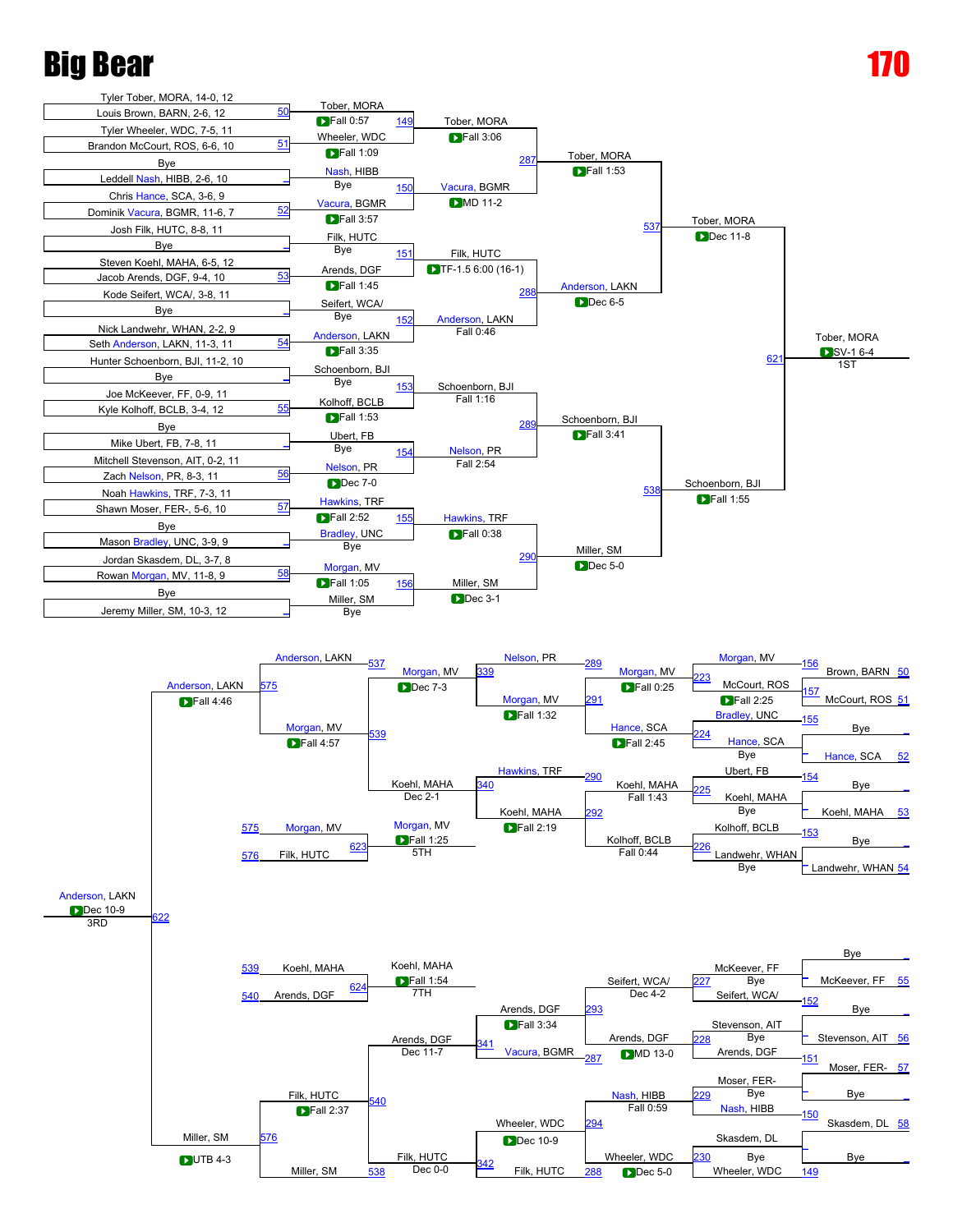# Big Bear

# 170

## Championship Bracket

**First Round**

| Match | Wrestler 1 | Wrestler 2 | Winner | Result |
|---|---|---|---|---|
| 50 | Tyler Tober, MORA, 14-0, 12 | Louis Brown, BARN, 2-6, 12 | Tober, MORA | Fall 0:57 |
| 51 | Tyler Wheeler, WDC, 7-5, 11 | Brandon McCourt, ROS, 6-6, 10 | Wheeler, WDC | Fall 1:09 |
| – | Bye | Leddell Nash, HIBB, 2-6, 10 | Nash, HIBB | Bye |
| 52 | Chris Hance, SCA, 3-6, 9 | Dominik Vacura, BGMR, 11-6, 7 | Vacura, BGMR | Fall 3:57 |
| – | Josh Filk, HUTC, 8-8, 11 | Bye | Filk, HUTC | Bye |
| 53 | Steven Koehl, MAHA, 6-5, 12 | Jacob Arends, DGF, 9-4, 10 | Arends, DGF | Fall 1:45 |
| – | Kode Seifert, WCA/, 3-8, 11 | Bye | Seifert, WCA/ | Bye |
| 54 | Nick Landwehr, WHAN, 2-2, 9 | Seth Anderson, LAKN, 11-3, 11 | Anderson, LAKN | Fall 3:35 |
| – | Hunter Schoenborn, BJI, 11-2, 10 | Bye | Schoenborn, BJI | Bye |
| 55 | Joe McKeever, FF, 0-9, 11 | Kyle Kolhoff, BCLB, 3-4, 12 | Kolhoff, BCLB | Fall 1:53 |
| – | Bye | Mike Ubert, FB, 7-8, 11 | Ubert, FB | Bye |
| 56 | Mitchell Stevenson, AIT, 0-2, 11 | Zach Nelson, PR, 8-3, 11 | Nelson, PR | Dec 7-0 |
| 57 | Noah Hawkins, TRF, 7-3, 11 | Shawn Moser, FER-, 5-6, 10 | Hawkins, TRF | Fall 2:52 |
| – | Bye | Mason Bradley, UNC, 3-9, 9 | Bradley, UNC | Bye |
| 58 | Jordan Skasdem, DL, 3-7, 8 | Rowan Morgan, MV, 11-8, 9 | Morgan, MV | Fall 1:05 |
| – | Bye | Jeremy Miller, SM, 10-3, 12 | Miller, SM | Bye |

**Second Round**

| Match | Winner | Result |
|---|---|---|
| 149 | Tober, MORA | Fall 3:06 |
| 150 | Vacura, BGMR | MD 11-2 |
| 151 | Filk, HUTC | TF-1.5 6:00 (16-1) |
| 152 | Anderson, LAKN | Fall 0:46 |
| 153 | Schoenborn, BJI | Fall 1:16 |
| 154 | Nelson, PR | Fall 2:54 |
| 155 | Hawkins, TRF | Fall 0:38 |
| 156 | Miller, SM | Dec 3-1 |

**Quarterfinals**

| Match | Winner | Result |
|---|---|---|
| 287 | Tober, MORA | Fall 1:53 |
| 288 | Anderson, LAKN | Dec 6-5 |
| 289 | Schoenborn, BJI | Fall 3:41 |
| 290 | Miller, SM | Dec 5-0 |

**Semifinals**

| Match | Winner | Result |
|---|---|---|
| 537 | Tober, MORA | Dec 11-8 |
| 538 | Schoenborn, BJI | Fall 1:55 |

**Final**

| Match | Winner | Result | Place |
|---|---|---|---|
| 621 | Tober, MORA | SV-1 6-4 | 1ST |

## Consolation Bracket

| Match | Wrestler 1 | Wrestler 2 | Winner | Result |
|---|---|---|---|---|
| 223 | Brown, BARN (from 156) | McCourt, ROS (from 157) | Morgan, MV | Fall 0:25 |
| 224 | Bradley, UNC (from 155) | Hance, SCA (from 52) | Hance, SCA | Fall 2:45 |
| 225 | Ubert, FB (from 154) | Koehl, MAHA (from 53) | Koehl, MAHA | Fall 1:43 |
| 226 | Kolhoff, BCLB (from 153) | Landwehr, WHAN (from 54) | Kolhoff, BCLB | Fall 0:44 |
| 227 | McKeever, FF (from 55) | Seifert, WCA/ (from 152) | Seifert, WCA/ | Dec 4-2 |
| 228 | Stevenson, AIT (from 56) | Arends, DGF (from 151) | Arends, DGF | MD 13-0 |
| 229 | Moser, FER- (from 57) | Nash, HIBB (from 150) | Nash, HIBB | Fall 0:59 |
| 230 | Skasdem, DL (from 58) | Wheeler, WDC (from 149) | Wheeler, WDC | Dec 5-0 |
| 291 | Morgan, MV | Hance, SCA | Morgan, MV | Fall 1:32 |
| 292 | Hawkins, TRF (from 290) | Koehl, MAHA | Koehl, MAHA | Fall 2:19 |
| 293 | Seifert, WCA/ | Arends, DGF | Arends, DGF | Fall 3:34 |
| 294 | Nash, HIBB | Wheeler, WDC | Wheeler, WDC | Dec 10-9 |
| 339 | Nelson, PR (from 289) | Morgan, MV | Morgan, MV | Dec 7-3 |
| 340 | Hawkins, TRF | Koehl, MAHA | Koehl, MAHA | Dec 2-1 |
| 341 | Arends, DGF | Vacura, BGMR (from 287) | Arends, DGF | Dec 11-7 |
| 342 | Wheeler, WDC | Filk, HUTC (from 288) | Filk, HUTC | Dec 0-0 |
| 539 | Morgan, MV | Koehl, MAHA | Morgan, MV | Fall 4:57 |
| 540 | Arends, DGF | Filk, HUTC | Filk, HUTC | Fall 2:37 |
| 575 | Anderson, LAKN (from 537) | Morgan, MV | Anderson, LAKN | Fall 4:46 |
| 576 | Filk, HUTC | Miller, SM (from 538) | Miller, SM | UTB 4-3 |

**Placement Matches**

| Match | Wrestler 1 | Wrestler 2 | Winner | Result | Place |
|---|---|---|---|---|---|
| 622 | Anderson, LAKN | Miller, SM | Anderson, LAKN | Dec 10-9 | 3RD |
| 623 | Morgan, MV | Filk, HUTC | Morgan, MV | Fall 1:25 | 5TH |
| 624 | Koehl, MAHA | Arends, DGF | Koehl, MAHA | Fall 1:54 | 7TH |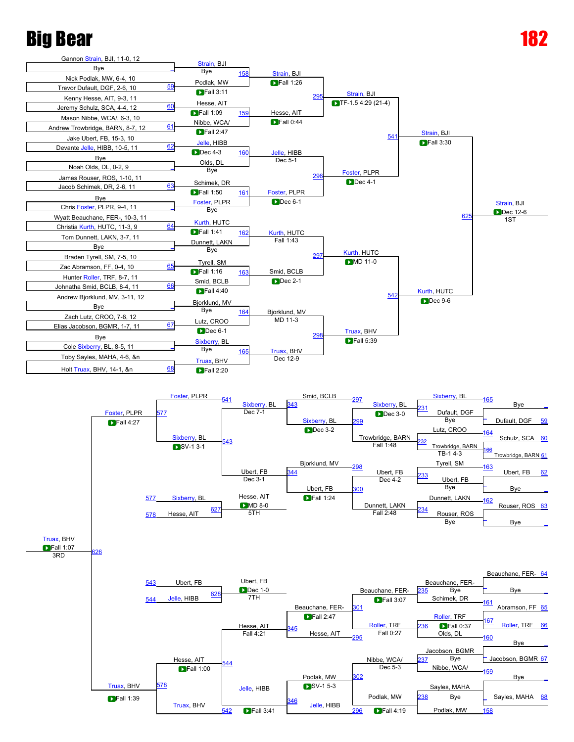# Big Bear

# 182

## Championship Bracket

### First Round

- Gannon Strain, BJI, 11-0, 12 vs Bye — Strain, BJI (Bye)
- Nick Podlak, MW, 6-4, 10 vs Trevor Dufault, DGF, 2-6, 10 (59) — Podlak, MW (Fall 3:11)
- Kenny Hesse, AIT, 9-3, 11 vs Jeremy Schulz, SCA, 4-4, 12 (60) — Hesse, AIT (Fall 1:09)
- Mason Nibbe, WCA/, 6-3, 10 vs Andrew Trowbridge, BARN, 8-7, 12 (61) — Nibbe, WCA/ (Fall 2:47)
- Jake Ubert, FB, 15-3, 10 vs Devante Jelle, HIBB, 10-5, 11 (62) — Jelle, HIBB (Dec 4-3)
- Bye vs Noah Olds, DL, 0-2, 9 — Olds, DL (Bye)
- James Rouser, ROS, 1-10, 11 vs Jacob Schimek, DR, 2-6, 11 (63) — Schimek, DR (Fall 1:50)
- Bye vs Chris Foster, PLPR, 9-4, 11 — Foster, PLPR (Bye)
- Wyatt Beauchane, FER-, 10-3, 11 vs Christia Kurth, HUTC, 11-3, 9 (64) — Kurth, HUTC (Fall 1:41)
- Tom Dunnett, LAKN, 3-7, 11 vs Bye — Dunnett, LAKN (Bye)
- Braden Tyrell, SM, 7-5, 10 vs Zac Abramson, FF, 0-4, 10 (65) — Tyrell, SM (Fall 1:16)
- Hunter Roller, TRF, 8-7, 11 vs Johnatha Smid, BCLB, 8-4, 11 (66) — Smid, BCLB (Fall 4:40)
- Andrew Bjorklund, MV, 3-11, 12 vs Bye — Bjorklund, MV (Bye)
- Zach Lutz, CROO, 7-6, 12 vs Elias Jacobson, BGMR, 1-7, 11 (67) — Lutz, CROO (Dec 6-1)
- Bye vs Cole Sixberry, BL, 8-5, 11 — Sixberry, BL (Bye)
- Toby Sayles, MAHA, 4-6, &n vs Holt Truax, BHV, 14-1, &n (68) — Truax, BHV (Fall 2:20)

### Second Round

- 158: Strain, BJI vs Podlak, MW — Strain, BJI (Fall 1:26)
- 159: Hesse, AIT vs Nibbe, WCA/ — Hesse, AIT (Fall 0:44)
- 160: Jelle, HIBB vs Olds, DL — Jelle, HIBB (Dec 5-1)
- 161: Schimek, DR vs Foster, PLPR — Foster, PLPR (Dec 6-1)
- 162: Kurth, HUTC vs Dunnett, LAKN — Kurth, HUTC (Fall 1:43)
- 163: Tyrell, SM vs Smid, BCLB — Smid, BCLB (Dec 2-1)
- 164: Bjorklund, MV vs Lutz, CROO — Bjorklund, MV (MD 11-3)
- 165: Sixberry, BL vs Truax, BHV — Truax, BHV (Dec 12-9)

### Quarterfinals

- 295: Strain, BJI vs Hesse, AIT — Strain, BJI (TF-1.5 4:29 (21-4))
- 296: Jelle, HIBB vs Foster, PLPR — Foster, PLPR (Dec 4-1)
- 297: Kurth, HUTC vs Smid, BCLB — Kurth, HUTC (MD 11-0)
- 298: Bjorklund, MV vs Truax, BHV — Truax, BHV (Fall 5:39)

### Semifinals

- 541: Strain, BJI vs Foster, PLPR — Strain, BJI (Fall 3:30)
- 542: Kurth, HUTC vs Truax, BHV — Kurth, HUTC (Dec 9-6)

### Final

- 625: Strain, BJI vs Kurth, HUTC — Strain, BJI (Dec 12-6) — 1ST

## Consolation Bracket (Upper)

- 158: Bye vs Dufault, DGF (59) — Dufault, DGF (Bye)
- 164: Schulz, SCA (60) vs Trowbridge, BARN (61) (166) — Trowbridge, BARN (TB-1 4-3)
- 163: Ubert, FB (62) vs Bye — Ubert, FB (Bye)
- 162: Rouser, ROS (63) vs Bye — Rouser, ROS (Bye)
- 165/231: Sixberry, BL vs Dufault, DGF — Sixberry, BL (Dec 3-0)
- 164/232: Lutz, CROO vs Trowbridge, BARN — Trowbridge, BARN (Fall 1:48)
- 163/233: Tyrell, SM vs Ubert, FB — Ubert, FB (Dec 4-2)
- 162/234: Dunnett, LAKN vs Rouser, ROS — Dunnett, LAKN (Fall 2:48)
- 297/299: Smid, BCLB vs Sixberry, BL — Sixberry, BL (Dec 3-2)
- 298/300: Bjorklund, MV vs Ubert, FB — Ubert, FB (Fall 1:24)
- 343: Sixberry, BL vs Trowbridge, BARN — Sixberry, BL (Dec 7-1)
- 344: Ubert, FB vs Dunnett, LAKN — Ubert, FB (Dec 3-1)
- 543: Foster, PLPR (541) vs Sixberry, BL — Sixberry, BL (SV-1 3-1)
- 541/577: Foster, PLPR (Fall 4:27)

## Consolation Bracket (Lower)

- 161: Bye vs Abramson, FF (65) — Beauchane, FER- (64) / Schimek, DR
- 167: Roller, TRF (66) vs Olds, DL (160) — Roller, TRF (Fall 0:37)
- 159: Jacobson, BGMR (67) vs Bye — Jacobson, BGMR (Bye)
- 158: Sayles, MAHA (68) vs Bye — Sayles, MAHA (Bye)
- 235: Beauchane, FER- vs Schimek, DR — Beauchane, FER- (Fall 3:07)
- 236: Roller, TRF — Fall 0:27
- 237: Jacobson, BGMR vs Nibbe, WCA/ — Nibbe, WCA/ (Dec 5-3)
- 238: Sayles, MAHA vs Podlak, MW — Podlak, MW (Bye)
- 301: Beauchane, FER- vs Roller, TRF — Beauchane, FER- (Fall 2:47)
- 295: Hesse, AIT
- 302: Nibbe, WCA/ vs Podlak, MW — Podlak, MW (SV-1 5-3)
- 296: Jelle, HIBB — Fall 4:19
- 345: Beauchane, FER- vs Hesse, AIT — Hesse, AIT (Fall 4:21)
- 346: Podlak, MW vs Jelle, HIBB — Jelle, HIBB (Fall 3:41)
- 544: Hesse, AIT vs Jelle, HIBB — Hesse, AIT (Fall 1:00)
- 542/578: Truax, BHV (Fall 1:39)

## Placement Matches

- 627: Sixberry, BL (577) vs Hesse, AIT (578) — Hesse, AIT (MD 8-0) — 5TH
- 628: Ubert, FB (543) vs Jelle, HIBB (544) — Ubert, FB (Dec 1-0) — 7TH
- 626: Foster, PLPR vs Truax, BHV — Truax, BHV (Fall 1:07) — 3RD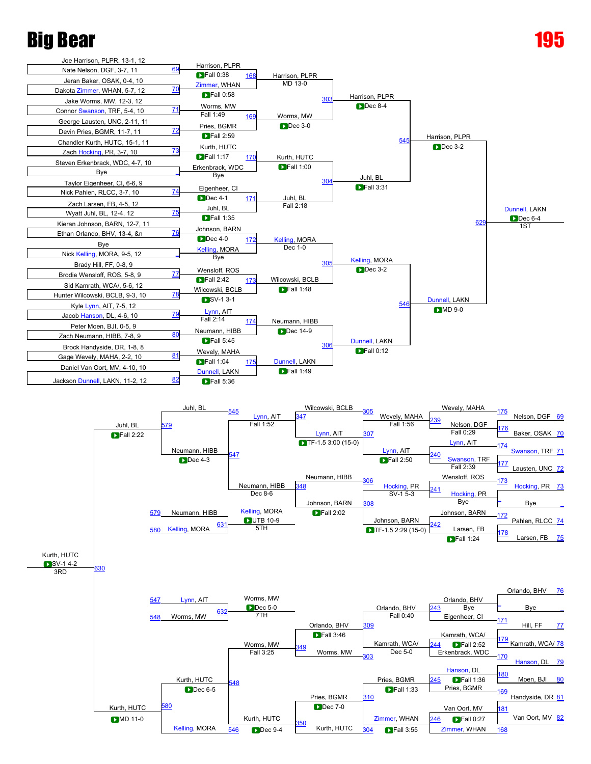# Big Bear

# 195

## Championship Bracket

| Bout | Wrestler 1 | Wrestler 2 | Winner | Result |
|---|---|---|---|---|
| 69 | Joe Harrison, PLPR, 13-1, 12 | Nate Nelson, DGF, 3-7, 11 | Harrison, PLPR | Fall 0:38 |
| 70 | Jeran Baker, OSAK, 0-4, 10 | Dakota Zimmer, WHAN, 5-7, 12 | Zimmer, WHAN | Fall 0:58 |
| 71 | Jake Worms, MW, 12-3, 12 | Connor Swanson, TRF, 5-4, 10 | Worms, MW | Fall 1:49 |
| 72 | George Lausten, UNC, 2-11, 11 | Devin Pries, BGMR, 11-7, 11 | Pries, BGMR | Fall 2:59 |
| 73 | Chandler Kurth, HUTC, 15-1, 11 | Zach Hocking, PR, 3-7, 10 | Kurth, HUTC | Fall 1:17 |
| _ | Steven Erkenbrack, WDC, 4-7, 10 | Bye | Erkenbrack, WDC | Bye |
| 74 | Taylor Eigenheer, CI, 6-6, 9 | Nick Pahlen, RLCC, 3-7, 10 | Eigenheer, CI | Dec 4-1 |
| 75 | Zach Larsen, FB, 4-5, 12 | Wyatt Juhl, BL, 12-4, 12 | Juhl, BL | Fall 1:35 |
| 76 | Kieran Johnson, BARN, 12-7, 11 | Ethan Orlando, BHV, 13-4, &n | Johnson, BARN | Dec 4-0 |
| _ | Bye | Nick Kelling, MORA, 9-5, 12 | Kelling, MORA | Bye |
| 77 | Brady Hill, FF, 0-8, 9 | Brodie Wensloff, ROS, 5-8, 9 | Wensloff, ROS | Fall 2:42 |
| 78 | Sid Kamrath, WCA/, 5-6, 12 | Hunter Wilcowski, BCLB, 9-3, 10 | Wilcowski, BCLB | SV-1 3-1 |
| 79 | Kyle Lynn, AIT, 7-5, 12 | Jacob Hanson, DL, 4-6, 10 | Lynn, AIT | Fall 2:14 |
| 80 | Peter Moen, BJI, 0-5, 9 | Zach Neumann, HIBB, 7-8, 9 | Neumann, HIBB | Fall 5:45 |
| 81 | Brock Handyside, DR, 1-8, 8 | Gage Wevely, MAHA, 2-2, 10 | Wevely, MAHA | Fall 1:04 |
| 82 | Daniel Van Oort, MV, 4-10, 10 | Jackson Dunnell, LAKN, 11-2, 12 | Dunnell, LAKN | Fall 5:36 |
| 168 | Harrison, PLPR | Zimmer, WHAN | Harrison, PLPR | MD 13-0 |
| 169 | Worms, MW | Pries, BGMR | Worms, MW | Dec 3-0 |
| 170 | Kurth, HUTC | Erkenbrack, WDC | Kurth, HUTC | Fall 1:00 |
| 171 | Eigenheer, CI | Juhl, BL | Juhl, BL | Fall 2:18 |
| 172 | Johnson, BARN | Kelling, MORA | Kelling, MORA | Dec 1-0 |
| 173 | Wensloff, ROS | Wilcowski, BCLB | Wilcowski, BCLB | Fall 1:48 |
| 174 | Lynn, AIT | Neumann, HIBB | Neumann, HIBB | Dec 14-9 |
| 175 | Wevely, MAHA | Dunnell, LAKN | Dunnell, LAKN | Fall 1:49 |
| 303 | Harrison, PLPR | Worms, MW | Harrison, PLPR | Dec 8-4 |
| 304 | Kurth, HUTC | Juhl, BL | Juhl, BL | Fall 3:31 |
| 305 | Kelling, MORA | Wilcowski, BCLB | Kelling, MORA | Dec 3-2 |
| 306 | Neumann, HIBB | Dunnell, LAKN | Dunnell, LAKN | Fall 0:12 |
| 545 | Harrison, PLPR | Juhl, BL | Harrison, PLPR | Dec 3-2 |
| 546 | Kelling, MORA | Dunnell, LAKN | Dunnell, LAKN | MD 9-0 |
| 629 | Harrison, PLPR | Dunnell, LAKN | Dunnell, LAKN | Dec 6-4 (1ST) |

## Consolation Bracket

| Bout | Wrestler 1 | Wrestler 2 | Winner | Result |
|---|---|---|---|---|
| 175 | Nelson, DGF (69) | Baker, OSAK (70) | Nelson, DGF | Fall 0:29 |
| 176 | Swanson, TRF (71) | Lausten, UNC (72) | Swanson, TRF | Fall 2:39 |
| 173 | Hocking, PR (73) | Bye | Hocking, PR | Bye |
| 172 | Pahlen, RLCC (74) | Larsen, FB (75) | Larsen, FB | Fall 1:24 |
| 171 | Orlando, BHV (76) | Bye | Orlando, BHV | Bye |
| 179 | Hill, FF (77) | Kamrath, WCA/ (78) | Kamrath, WCA/ | Fall 2:52 |
| 180 | Hanson, DL (79) | Moen, BJI (80) | Hanson, DL | Fall 1:36 |
| 181 | Handyside, DR (81) | Van Oort, MV (82) | Van Oort, MV | Fall 0:27 |
| 239 | Wevely, MAHA (175) | Nelson, DGF (176) | Wevely, MAHA | Fall 1:56 |
| 240 | Lynn, AIT (174) | Swanson, TRF (177) | Lynn, AIT | Fall 2:50 |
| 241 | Wensloff, ROS (173) | Hocking, PR | Hocking, PR | SV-1 5-3 |
| 242 | Johnson, BARN (172) | Larsen, FB (178) | Johnson, BARN | TF-1.5 2:29 (15-0) |
| 243 | Orlando, BHV | Eigenheer, CI (171) | Orlando, BHV | Fall 0:40 |
| 244 | Kamrath, WCA/ (179) | Erkenbrack, WDC (170) | Kamrath, WCA/ | Dec 5-0 |
| 245 | Hanson, DL (180) | Pries, BGMR (169) | Pries, BGMR | Fall 1:33 |
| 246 | Van Oort, MV (181) | Zimmer, WHAN (168) | Zimmer, WHAN | Fall 3:55 |
| 307 | Wilcowski, BCLB (305) | Wevely, MAHA | Lynn, AIT | TF-1.5 3:00 (15-0) |
| 307 | Lynn, AIT | | | |
| 308 | Neumann, HIBB (306) | Hocking, PR | Johnson, BARN | Fall 2:02 |
| 308 | Johnson, BARN | | | |
| 309 | Orlando, BHV | Kamrath, WCA/ | Orlando, BHV | Fall 3:46 |
| 303 | Worms, MW | | | |
| 310 | Pries, BGMR | Zimmer, WHAN | Pries, BGMR | Dec 7-0 |
| 304 | Kurth, HUTC | | | |
| 347 | Lynn, AIT | Wilcowski/Lynn | Lynn, AIT | Fall 1:52 |
| 348 | Neumann, HIBB | Johnson, BARN | Neumann, HIBB | Dec 8-6 |
| 349 | Orlando, BHV | Worms, MW | Worms, MW | Fall 3:25 |
| 350 | Pries, BGMR | Kurth, HUTC | Kurth, HUTC | Dec 9-4 |
| 547 | Lynn, AIT | Neumann, HIBB | Neumann, HIBB | Dec 4-3 |
| 548 | Worms, MW | Kurth, HUTC | Kurth, HUTC | Dec 6-5 |
| 579 | Juhl, BL (545) | Neumann, HIBB | Juhl, BL | Fall 2:22 |
| 580 | Kurth, HUTC | Kelling, MORA (546) | Kurth, HUTC | MD 11-0 |
| 630 | Juhl, BL | Kurth, HUTC | Kurth, HUTC | SV-1 4-2 (3RD) |
| 631 | Neumann, HIBB (579) | Kelling, MORA (580) | Kelling, MORA | UTB 10-9 (5TH) |
| 632 | Lynn, AIT (547) | Worms, MW (548) | Worms, MW | Dec 5-0 (7TH) |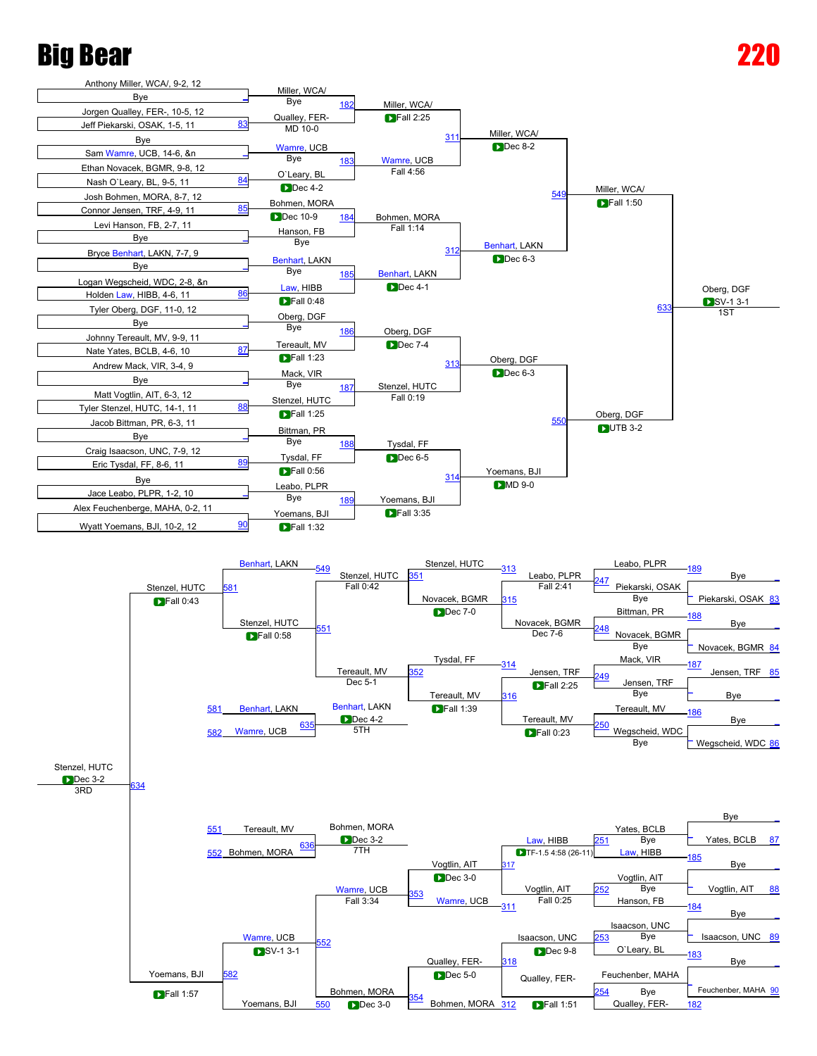# Big Bear

# 220

## Championship Bracket

**First Round**

- Anthony Miller, WCA/, 9-2, 12 vs Bye (Match 182) — Miller, WCA/ (Bye)
- Jorgen Qualley, FER-, 10-5, 12 vs Jeff Piekarski, OSAK, 1-5, 11 (Match 83) — Qualley, FER- (MD 10-0)
- Bye vs Sam Wamre, UCB, 14-6, &n (Match 183) — Wamre, UCB (Bye)
- Ethan Novacek, BGMR, 9-8, 12 vs Nash O`Leary, BL, 9-5, 11 (Match 84) — O`Leary, BL (Dec 4-2)
- Josh Bohmen, MORA, 8-7, 12 vs Connor Jensen, TRF, 4-9, 11 (Match 85) — Bohmen, MORA (Dec 10-9)
- Levi Hanson, FB, 2-7, 11 vs Bye (Match 184) — Hanson, FB (Bye)
- Bryce Benhart, LAKN, 7-7, 9 vs Bye (Match 185) — Benhart, LAKN (Bye)
- Logan Wegscheid, WDC, 2-8, &n vs Holden Law, HIBB, 4-6, 11 (Match 86) — Law, HIBB (Fall 0:48)
- Tyler Oberg, DGF, 11-0, 12 vs Bye (Match 186) — Oberg, DGF (Bye)
- Johnny Tereault, MV, 9-9, 11 vs Nate Yates, BCLB, 4-6, 10 (Match 87) — Tereault, MV (Fall 1:23)
- Andrew Mack, VIR, 3-4, 9 vs Bye (Match 187) — Mack, VIR (Bye)
- Matt Vogtlin, AIT, 6-3, 12 vs Tyler Stenzel, HUTC, 14-1, 11 (Match 88) — Stenzel, HUTC (Fall 1:25)
- Jacob Bittman, PR, 6-3, 11 vs Bye (Match 188) — Bittman, PR (Bye)
- Craig Isaacson, UNC, 7-9, 12 vs Eric Tysdal, FF, 8-6, 11 (Match 89) — Tysdal, FF (Fall 0:56)
- Bye vs Jace Leabo, PLPR, 1-2, 10 (Match 189) — Leabo, PLPR (Bye)
- Alex Feuchenberge, MAHA, 0-2, 11 vs Wyatt Yoemans, BJI, 10-2, 12 (Match 90) — Yoemans, BJI (Fall 1:32)

**Second Round**

- Match 311: Miller, WCA/ (Fall 2:25) vs Wamre, UCB (Fall 4:56) — Miller, WCA/ (Dec 8-2)
- Match 312: Bohmen, MORA (Fall 1:14) vs Benhart, LAKN (Dec 4-1) — Benhart, LAKN (Dec 6-3)
- Match 313: Oberg, DGF (Dec 7-4) vs Stenzel, HUTC (Fall 0:19) — Oberg, DGF (Dec 6-3)
- Match 314: Tysdal, FF (Dec 6-5) vs Yoemans, BJI (Fall 3:35) — Yoemans, BJI (MD 9-0)

**Semifinals**

- Match 549: Miller, WCA/ vs Benhart, LAKN — Miller, WCA/ (Fall 1:50)
- Match 550: Oberg, DGF vs Yoemans, BJI — Oberg, DGF (UTB 3-2)

**Final**

- Match 633: Miller, WCA/ vs Oberg, DGF — Oberg, DGF (SV-1 3-1) — 1ST

## Consolation Bracket

**Consolation Round 1**

- Match 247: Leabo, PLPR vs Piekarski, OSAK (Match 189: Bye vs Piekarski, OSAK 83) — Piekarski, OSAK (Bye)
- Match 248: Bittman, PR vs Novacek, BGMR (Match 188: Bye vs Novacek, BGMR 84) — Novacek, BGMR (Bye)
- Match 249: Mack, VIR vs Jensen, TRF (Match 187: Jensen, TRF 85 vs Bye) — Jensen, TRF (Bye)
- Match 250: Tereault, MV vs Wegscheid, WDC (Match 186: Bye vs Wegscheid, WDC 86) — Wegscheid, WDC (Bye)
- Match 251: Yates, BCLB vs Law, HIBB (Match 87: Bye vs Yates, BCLB; Match 185) — Yates, BCLB (Bye)
- Match 252: Vogtlin, AIT vs Hanson, FB (Match 88: Bye vs Vogtlin, AIT; Match 184) — Vogtlin, AIT (Bye)
- Match 253: Isaacson, UNC vs O`Leary, BL (Match 89: Bye vs Isaacson, UNC; Match 183) — Isaacson, UNC (Bye)
- Match 254: Feuchenber, MAHA vs Qualley, FER- (Match 90: Bye vs Feuchenber, MAHA; Match 182) — Feuchenber, MAHA (Bye)

**Consolation Round 2**

- Match 313/315: Leabo, PLPR (Fall 2:41) vs Novacek, BGMR (Dec 7-6) — Stenzel, HUTC vs Novacek, BGMR
- Match 314/316: Jensen, TRF (Fall 2:25) vs Tereault, MV (Fall 0:23) — Tysdal, FF vs Tereault, MV
- Match 317/311: Law, HIBB (TF-1.5 4:58 (26-11)) vs Vogtlin, AIT (Fall 0:25) — Vogtlin, AIT vs Wamre, UCB
- Match 318/312: Isaacson, UNC (Dec 9-8) vs Qualley, FER- (Fall 1:51) — Qualley, FER- vs Bohmen, MORA

**Consolation Round 3**

- Match 351: Stenzel, HUTC vs Novacek, BGMR — Stenzel, HUTC (Dec 7-0)
- Match 352: Tysdal, FF vs Tereault, MV — Tereault, MV (Fall 1:39)
- Match 353: Vogtlin, AIT vs Wamre, UCB — Wamre, UCB (Dec 3-0)
- Match 354: Qualley, FER- vs Bohmen, MORA — Bohmen, MORA (Dec 5-0)

**Consolation Round 4**

- Match 551: Stenzel, HUTC (Fall 0:42) vs Tereault, MV (Dec 5-1) — Stenzel, HUTC (Fall 0:58)
- Match 552: Wamre, UCB (Fall 3:34) vs Bohmen, MORA (Dec 3-0) — Wamre, UCB (SV-1 3-1)

**Consolation Semifinals**

- Match 581: Benhart, LAKN (549) vs Stenzel, HUTC (551) — Stenzel, HUTC (Fall 0:43)
- Match 582: Wamre, UCB (552) vs Yoemans, BJI (550) — Yoemans, BJI (Fall 1:57)

**Placement Matches**

- Match 634 (3RD): Stenzel, HUTC vs Yoemans, BJI — Stenzel, HUTC (Dec 3-2) — 3RD
- Match 635 (5TH): Benhart, LAKN (581) vs Wamre, UCB (582) — Benhart, LAKN (Dec 4-2) — 5TH
- Match 636 (7TH): Tereault, MV (551) vs Bohmen, MORA (552) — Bohmen, MORA (Dec 3-2) — 7TH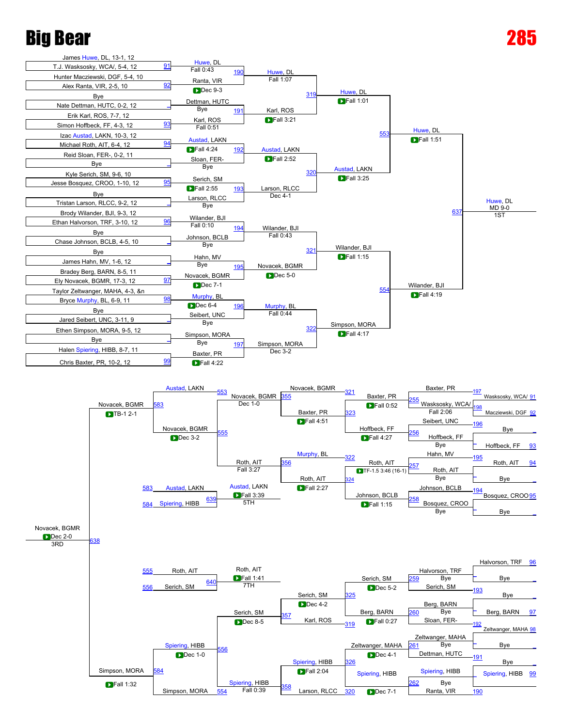# Big Bear

# 285

## Championship Bracket

James Huwe, DL, 13-1, 12
T.J. Wasksosky, WCA/, 5-4, 12 — 91
Huwe, DL — Fall 0:43 — 190

Hunter Macziewski, DGF, 5-4, 10
Alex Ranta, VIR, 2-5, 10 — 92
Ranta, VIR — Dec 9-3

Huwe, DL — Fall 1:07 — 319

Bye
Nate Dettman, HUTC, 0-2, 12
Dettman, HUTC — Bye — 191

Erik Karl, ROS, 7-7, 12
Simon Hoffbeck, FF, 4-3, 12 — 93
Karl, ROS — Fall 0:51

Karl, ROS — Fall 3:21

Huwe, DL — Fall 1:01 — 553

Izac Austad, LAKN, 10-3, 12
Michael Roth, AIT, 6-4, 12 — 94
Austad, LAKN — Fall 4:24 — 192

Reid Sloan, FER-, 0-2, 11
Bye
Sloan, FER- — Bye

Austad, LAKN — Fall 2:52 — 320

Kyle Serich, SM, 9-6, 10
Jesse Bosquez, CROO, 1-10, 12 — 95
Serich, SM — Fall 2:55 — 193

Bye
Tristan Larson, RLCC, 9-2, 12
Larson, RLCC — Bye

Larson, RLCC — Dec 4-1

Austad, LAKN — Fall 3:25

Huwe, DL — Fall 1:51 — 637

Brody Wilander, BJI, 9-3, 12
Ethan Halvorson, TRF, 3-10, 12 — 96
Wilander, BJI — Fall 0:10 — 194

Bye
Chase Johnson, BCLB, 4-5, 10
Johnson, BCLB — Bye

Wilander, BJI — Fall 0:43 — 321

Bye
James Hahn, MV, 1-6, 12
Hahn, MV — Bye — 195

Bradey Berg, BARN, 8-5, 11
Ely Novacek, BGMR, 17-3, 12 — 97
Novacek, BGMR — Dec 7-1

Novacek, BGMR — Dec 5-0

Wilander, BJI — Fall 1:15 — 554

Taylor Zeltwanger, MAHA, 4-3, &n
Bryce Murphy, BL, 6-9, 11 — 98
Murphy, BL — Dec 6-4 — 196

Bye
Jared Seibert, UNC, 3-11, 9
Seibert, UNC — Bye

Murphy, BL — Fall 0:44 — 322

Ethen Simpson, MORA, 9-5, 12
Bye
Simpson, MORA — Bye — 197

Halen Spiering, HIBB, 8-7, 11
Chris Baxter, PR, 10-2, 12 — 99
Baxter, PR — Fall 4:22

Simpson, MORA — Dec 3-2

Simpson, MORA — Fall 4:17

Wilander, BJI — Fall 4:19

Huwe, DL — MD 9-0 — 1ST

## Consolation Bracket

197 Baxter, PR vs. Wasksosky, WCA/ (91) → 255 Wasksosky, WCA/ — Fall 2:06
198 Macziewski, DGF (92)

196 Seibert, UNC — Bye → 256 Hoffbeck, FF — Bye
Hoffbeck, FF (93)

255/256 → 323 Baxter, PR — Fall 0:52 (321 Novacek, BGMR) → 355 Baxter, PR — Fall 4:51
Hoffbeck, FF — Fall 4:27

195 Hahn, MV — Bye; Roth, AIT (94) → 257 Roth, AIT — Bye
194 Johnson, BCLB; Bosquez, CROO (95) → 258 Bosquez, CROO — Bye
324 Roth, AIT — TF-1.5 3:46 (16-1)
Johnson, BCLB — Fall 1:15
322 Murphy, BL → 356 Roth, AIT — Fall 2:27

355 Novacek, BGMR — Dec 1-0
356 Roth, AIT — Fall 3:27

553 Austad, LAKN
555 Novacek, BGMR — Dec 3-2
583 Novacek, BGMR — TB-1 2-1

583 Austad, LAKN vs. 584 Spiering, HIBB → 639 Austad, LAKN — Fall 3:39 — 5TH

638 Novacek, BGMR — Dec 2-0 — 3RD

555 Roth, AIT vs. 556 Serich, SM → 640 Roth, AIT — Fall 1:41 — 7TH

96 Halvorson, TRF; Bye → 259 Halvorson, TRF — Bye
193 Serich, SM; Bye
Serich, SM — Dec 5-2 → 325 Serich, SM — Dec 4-2

97 Berg, BARN; Bye → 260 Berg, BARN — Bye
192 Sloan, FER-
Berg, BARN — Fall 0:27
319 Karl, ROS

357 Serich, SM — Dec 8-5

98 Zeltwanger, MAHA; Bye → 261 Zeltwanger, MAHA — Bye
191 Dettman, HUTC; Bye
Zeltwanger, MAHA — Dec 4-1

99 Spiering, HIBB → 262 Spiering, HIBB — Bye
190 Ranta, VIR
326 Spiering, HIBB — Dec 7-1
320 Larson, RLCC

358 Spiering, HIBB — Fall 2:04

556 Spiering, HIBB — Fall 0:39
554 Simpson, MORA
Spiering, HIBB — Dec 1-0

584 Simpson, MORA — Fall 1:32